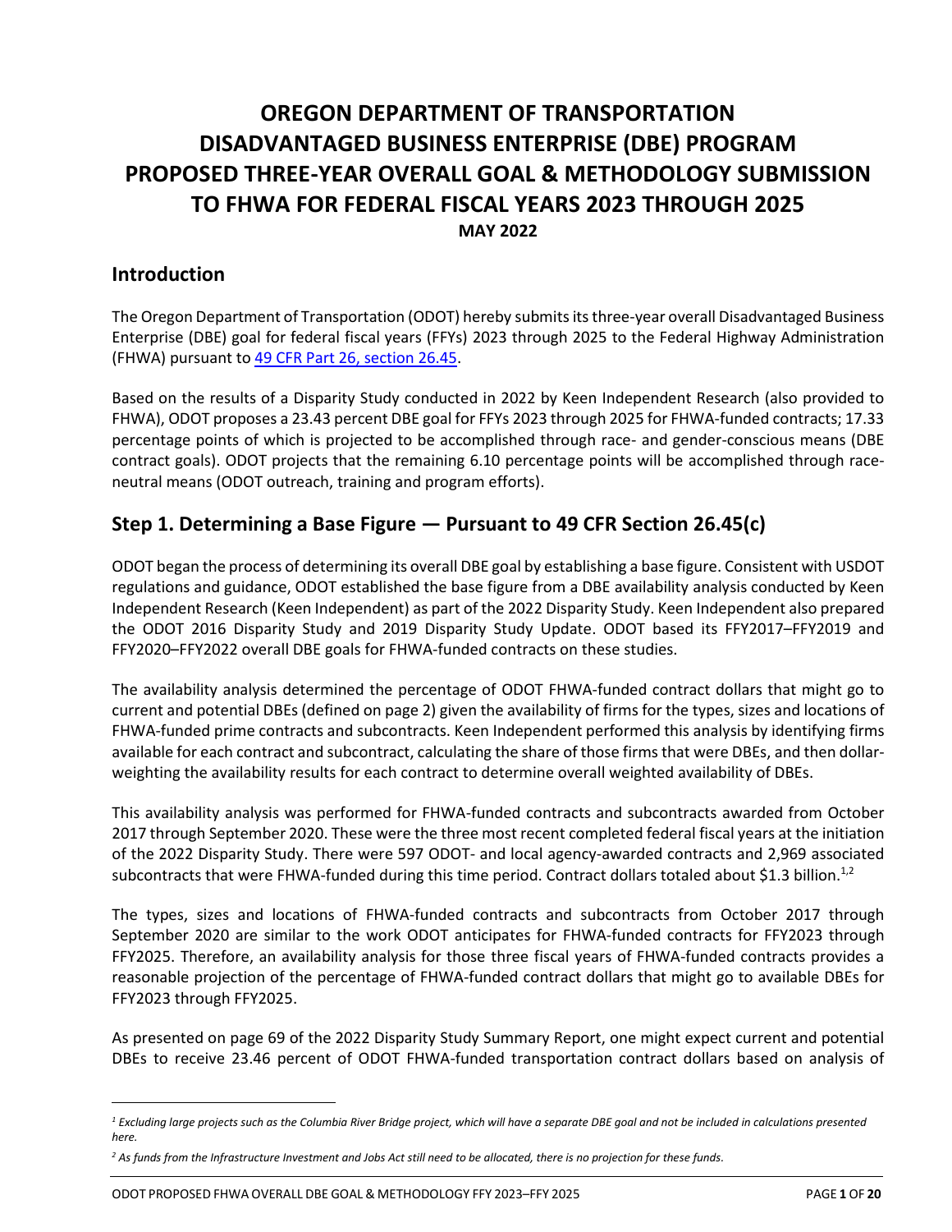# OREGON DEPARTMENT OF TRANSPORTATION DISADVANTAGED BUSINESS ENTERPRISE (DBE) PROGRAM PROPOSED THREE-YEAR OVERALL GOAL & METHODOLOGY SUBMISSION TO FHWA FOR FEDERAL FISCAL YEARS 2023 THROUGH 2025

**MAY 2022**

## Introduction

The Oregon Department of Transportation (ODOT) hereby submits its three-year overall Disadvantaged Business Enterprise (DBE) goal for federal fiscal years (FFYs) 2023 through 2025 to the Federal Highway Administration (FHWA) pursuant to 49 CFR Part 26, section 26.45.

Based on the results of a Disparity Study conducted in 2022 by Keen Independent Research (also provided to FHWA), ODOT proposes a 23.43 percent DBE goal for FFYs 2023 through 2025 for FHWA-funded contracts; 17.33 percentage points of which is projected to be accomplished through race- and gender-conscious means (DBE contract goals). ODOT projects that the remaining 6.10 percentage points will be accomplished through race-neutral means (ODOT outreach, training and program efforts).

## Step 1. Determining a Base Figure — Pursuant to 49 CFR Section 26.45(c)

ODOT began the process of determining its overall DBE goal by establishing a base figure. Consistent with USDOT regulations and guidance, ODOT established the base figure from a DBE availability analysis conducted by Keen Independent Research (Keen Independent) as part of the 2022 Disparity Study. Keen Independent also prepared the ODOT 2016 Disparity Study and 2019 Disparity Study Update. ODOT based its FFY2017–FFY2019 and FFY2020–FFY2022 overall DBE goals for FHWA-funded contracts on these studies.

The availability analysis determined the percentage of ODOT FHWA-funded contract dollars that might go to current and potential DBEs (defined on page 2) given the availability of firms for the types, sizes and locations of FHWA-funded prime contracts and subcontracts. Keen Independent performed this analysis by identifying firms available for each contract and subcontract, calculating the share of those firms that were DBEs, and then dollar-weighting the availability results for each contract to determine overall weighted availability of DBEs.

This availability analysis was performed for FHWA-funded contracts and subcontracts awarded from October 2017 through September 2020. These were the three most recent completed federal fiscal years at the initiation of the 2022 Disparity Study. There were 597 ODOT- and local agency-awarded contracts and 2,969 associated subcontracts that were FHWA-funded during this time period. Contract dollars totaled about $1.3 billion.[1,2]

The types, sizes and locations of FHWA-funded contracts and subcontracts from October 2017 through September 2020 are similar to the work ODOT anticipates for FHWA-funded contracts for FFY2023 through FFY2025. Therefore, an availability analysis for those three fiscal years of FHWA-funded contracts provides a reasonable projection of the percentage of FHWA-funded contract dollars that might go to available DBEs for FFY2023 through FFY2025.

As presented on page 69 of the 2022 Disparity Study Summary Report, one might expect current and potential DBEs to receive 23.46 percent of ODOT FHWA-funded transportation contract dollars based on analysis of

---

*[1] Excluding large projects such as the Columbia River Bridge project, which will have a separate DBE goal and not be included in calculations presented here.*

*[2] As funds from the Infrastructure Investment and Jobs Act still need to be allocated, there is no projection for these funds.*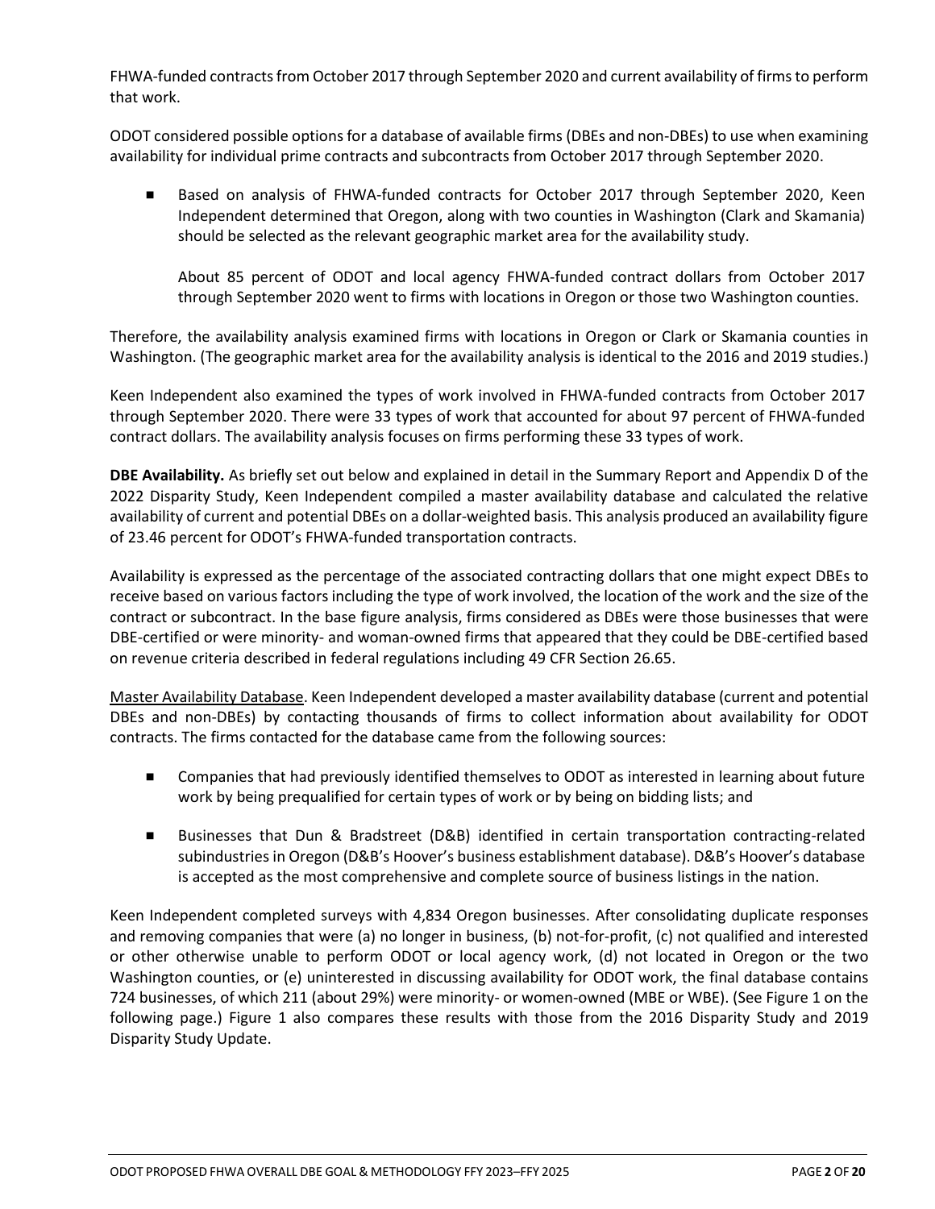FHWA-funded contracts from October 2017 through September 2020 and current availability of firms to perform that work.

ODOT considered possible options for a database of available firms (DBEs and non-DBEs) to use when examining availability for individual prime contracts and subcontracts from October 2017 through September 2020.

- Based on analysis of FHWA-funded contracts for October 2017 through September 2020, Keen Independent determined that Oregon, along with two counties in Washington (Clark and Skamania) should be selected as the relevant geographic market area for the availability study.

  About 85 percent of ODOT and local agency FHWA-funded contract dollars from October 2017 through September 2020 went to firms with locations in Oregon or those two Washington counties.

Therefore, the availability analysis examined firms with locations in Oregon or Clark or Skamania counties in Washington. (The geographic market area for the availability analysis is identical to the 2016 and 2019 studies.)

Keen Independent also examined the types of work involved in FHWA-funded contracts from October 2017 through September 2020. There were 33 types of work that accounted for about 97 percent of FHWA-funded contract dollars. The availability analysis focuses on firms performing these 33 types of work.

**DBE Availability.** As briefly set out below and explained in detail in the Summary Report and Appendix D of the 2022 Disparity Study, Keen Independent compiled a master availability database and calculated the relative availability of current and potential DBEs on a dollar-weighted basis. This analysis produced an availability figure of 23.46 percent for ODOT's FHWA-funded transportation contracts.

Availability is expressed as the percentage of the associated contracting dollars that one might expect DBEs to receive based on various factors including the type of work involved, the location of the work and the size of the contract or subcontract. In the base figure analysis, firms considered as DBEs were those businesses that were DBE-certified or were minority- and woman-owned firms that appeared that they could be DBE-certified based on revenue criteria described in federal regulations including 49 CFR Section 26.65.

<u>Master Availability Database</u>. Keen Independent developed a master availability database (current and potential DBEs and non-DBEs) by contacting thousands of firms to collect information about availability for ODOT contracts. The firms contacted for the database came from the following sources:

- Companies that had previously identified themselves to ODOT as interested in learning about future work by being prequalified for certain types of work or by being on bidding lists; and
- Businesses that Dun & Bradstreet (D&B) identified in certain transportation contracting-related subindustries in Oregon (D&B's Hoover's business establishment database). D&B's Hoover's database is accepted as the most comprehensive and complete source of business listings in the nation.

Keen Independent completed surveys with 4,834 Oregon businesses. After consolidating duplicate responses and removing companies that were (a) no longer in business, (b) not-for-profit, (c) not qualified and interested or other otherwise unable to perform ODOT or local agency work, (d) not located in Oregon or the two Washington counties, or (e) uninterested in discussing availability for ODOT work, the final database contains 724 businesses, of which 211 (about 29%) were minority- or women-owned (MBE or WBE). (See Figure 1 on the following page.) Figure 1 also compares these results with those from the 2016 Disparity Study and 2019 Disparity Study Update.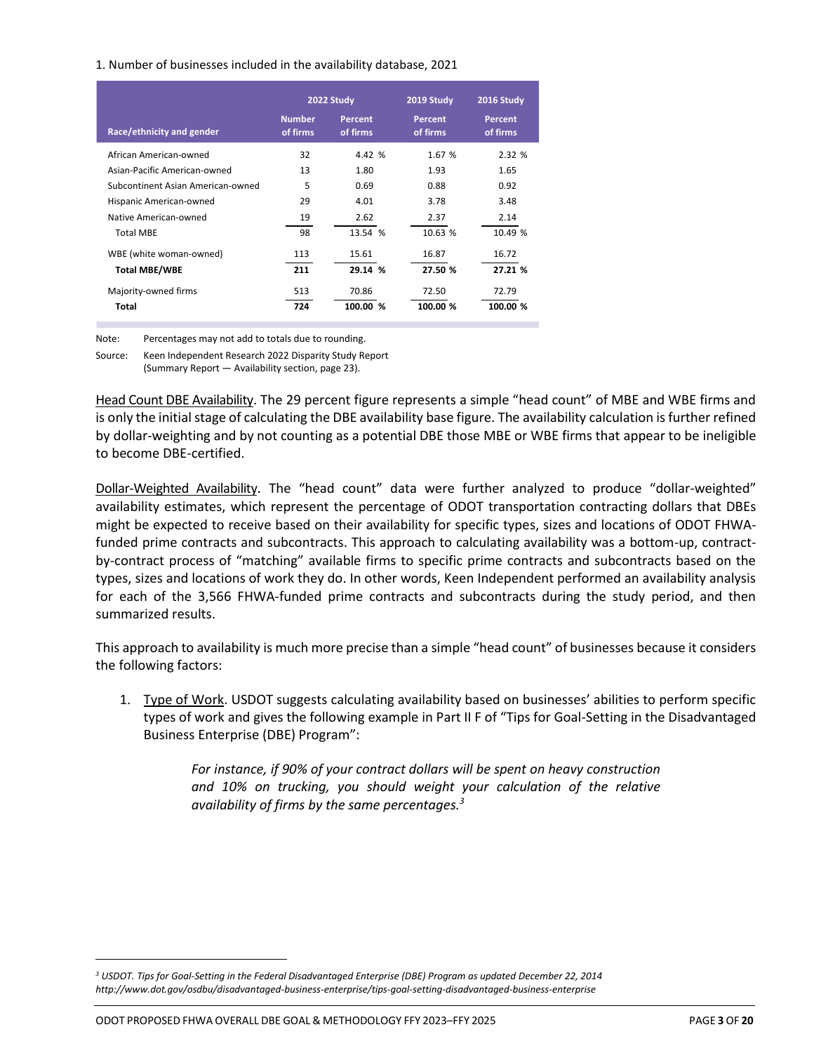1. Number of businesses included in the availability database, 2021

| Race/ethnicity and gender | 2022 Study | | 2019 Study | 2016 Study |
|---|---|---|---|---|
| | Number of firms | Percent of firms | Percent of firms | Percent of firms |
| African American-owned | 32 | 4.42 % | 1.67 % | 2.32 % |
| Asian-Pacific American-owned | 13 | 1.80 | 1.93 | 1.65 |
| Subcontinent Asian American-owned | 5 | 0.69 | 0.88 | 0.92 |
| Hispanic American-owned | 29 | 4.01 | 3.78 | 3.48 |
| Native American-owned | 19 | 2.62 | 2.37 | 2.14 |
| Total MBE | 98 | 13.54 % | 10.63 % | 10.49 % |
| WBE (white woman-owned) | 113 | 15.61 | 16.87 | 16.72 |
| **Total MBE/WBE** | **211** | **29.14 %** | **27.50 %** | **27.21 %** |
| Majority-owned firms | 513 | 70.86 | 72.50 | 72.79 |
| **Total** | **724** | **100.00 %** | **100.00 %** | **100.00 %** |

Note: Percentages may not add to totals due to rounding.

Source: Keen Independent Research 2022 Disparity Study Report (Summary Report — Availability section, page 23).

Head Count DBE Availability. The 29 percent figure represents a simple "head count" of MBE and WBE firms and is only the initial stage of calculating the DBE availability base figure. The availability calculation is further refined by dollar-weighting and by not counting as a potential DBE those MBE or WBE firms that appear to be ineligible to become DBE-certified.

Dollar-Weighted Availability. The "head count" data were further analyzed to produce "dollar-weighted" availability estimates, which represent the percentage of ODOT transportation contracting dollars that DBEs might be expected to receive based on their availability for specific types, sizes and locations of ODOT FHWA-funded prime contracts and subcontracts. This approach to calculating availability was a bottom-up, contract-by-contract process of "matching" available firms to specific prime contracts and subcontracts based on the types, sizes and locations of work they do. In other words, Keen Independent performed an availability analysis for each of the 3,566 FHWA-funded prime contracts and subcontracts during the study period, and then summarized results.

This approach to availability is much more precise than a simple "head count" of businesses because it considers the following factors:

1. Type of Work. USDOT suggests calculating availability based on businesses' abilities to perform specific types of work and gives the following example in Part II F of "Tips for Goal-Setting in the Disadvantaged Business Enterprise (DBE) Program":

   > *For instance, if 90% of your contract dollars will be spent on heavy construction and 10% on trucking, you should weight your calculation of the relative availability of firms by the same percentages.*[3]

[3] *USDOT. Tips for Goal-Setting in the Federal Disadvantaged Enterprise (DBE) Program as updated December 22, 2014 http://www.dot.gov/osdbu/disadvantaged-business-enterprise/tips-goal-setting-disadvantaged-business-enterprise*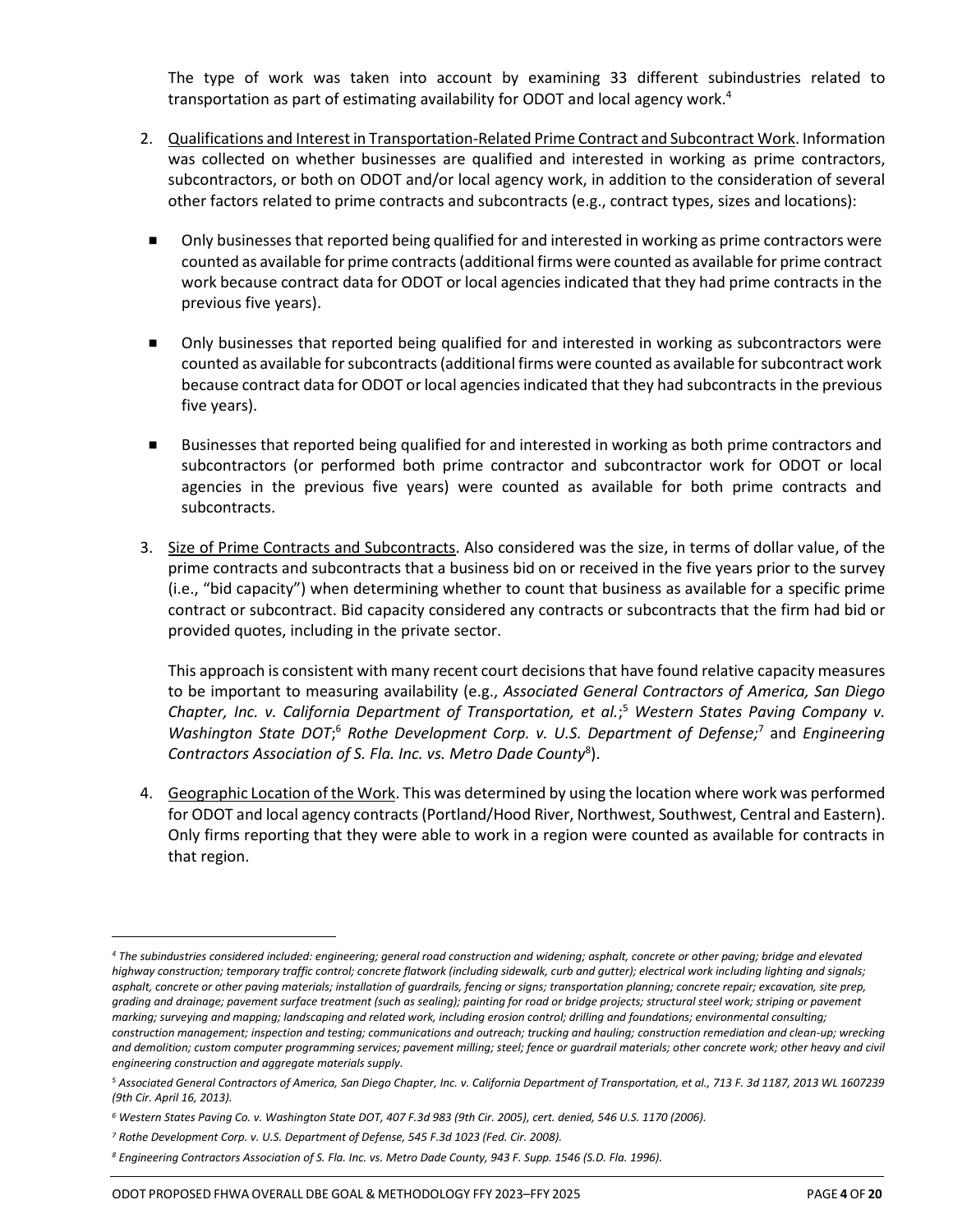The type of work was taken into account by examining 33 different subindustries related to transportation as part of estimating availability for ODOT and local agency work.[4]

2. Qualifications and Interest in Transportation-Related Prime Contract and Subcontract Work. Information was collected on whether businesses are qualified and interested in working as prime contractors, subcontractors, or both on ODOT and/or local agency work, in addition to the consideration of several other factors related to prime contracts and subcontracts (e.g., contract types, sizes and locations):

   - Only businesses that reported being qualified for and interested in working as prime contractors were counted as available for prime contracts (additional firms were counted as available for prime contract work because contract data for ODOT or local agencies indicated that they had prime contracts in the previous five years).

   - Only businesses that reported being qualified for and interested in working as subcontractors were counted as available for subcontracts (additional firms were counted as available for subcontract work because contract data for ODOT or local agencies indicated that they had subcontracts in the previous five years).

   - Businesses that reported being qualified for and interested in working as both prime contractors and subcontractors (or performed both prime contractor and subcontractor work for ODOT or local agencies in the previous five years) were counted as available for both prime contracts and subcontracts.

3. Size of Prime Contracts and Subcontracts. Also considered was the size, in terms of dollar value, of the prime contracts and subcontracts that a business bid on or received in the five years prior to the survey (i.e., "bid capacity") when determining whether to count that business as available for a specific prime contract or subcontract. Bid capacity considered any contracts or subcontracts that the firm had bid or provided quotes, including in the private sector.

   This approach is consistent with many recent court decisions that have found relative capacity measures to be important to measuring availability (e.g., *Associated General Contractors of America, San Diego Chapter, Inc. v. California Department of Transportation, et al.*;[5] *Western States Paving Company v. Washington State DOT*;[6] *Rothe Development Corp. v. U.S. Department of Defense;*[7] and *Engineering Contractors Association of S. Fla. Inc. vs. Metro Dade County*[8]).

4. Geographic Location of the Work. This was determined by using the location where work was performed for ODOT and local agency contracts (Portland/Hood River, Northwest, Southwest, Central and Eastern). Only firms reporting that they were able to work in a region were counted as available for contracts in that region.

---

*[4] The subindustries considered included: engineering; general road construction and widening; asphalt, concrete or other paving; bridge and elevated highway construction; temporary traffic control; concrete flatwork (including sidewalk, curb and gutter); electrical work including lighting and signals; asphalt, concrete or other paving materials; installation of guardrails, fencing or signs; transportation planning; concrete repair; excavation, site prep, grading and drainage; pavement surface treatment (such as sealing); painting for road or bridge projects; structural steel work; striping or pavement marking; surveying and mapping; landscaping and related work, including erosion control; drilling and foundations; environmental consulting; construction management; inspection and testing; communications and outreach; trucking and hauling; construction remediation and clean-up; wrecking and demolition; custom computer programming services; pavement milling; steel; fence or guardrail materials; other concrete work; other heavy and civil engineering construction and aggregate materials supply.*

*[5] Associated General Contractors of America, San Diego Chapter, Inc. v. California Department of Transportation, et al., 713 F. 3d 1187, 2013 WL 1607239 (9th Cir. April 16, 2013).*

*[6] Western States Paving Co. v. Washington State DOT, 407 F.3d 983 (9th Cir. 2005), cert. denied, 546 U.S. 1170 (2006).*

*[7] Rothe Development Corp. v. U.S. Department of Defense, 545 F.3d 1023 (Fed. Cir. 2008).*

*[8] Engineering Contractors Association of S. Fla. Inc. vs. Metro Dade County, 943 F. Supp. 1546 (S.D. Fla. 1996).*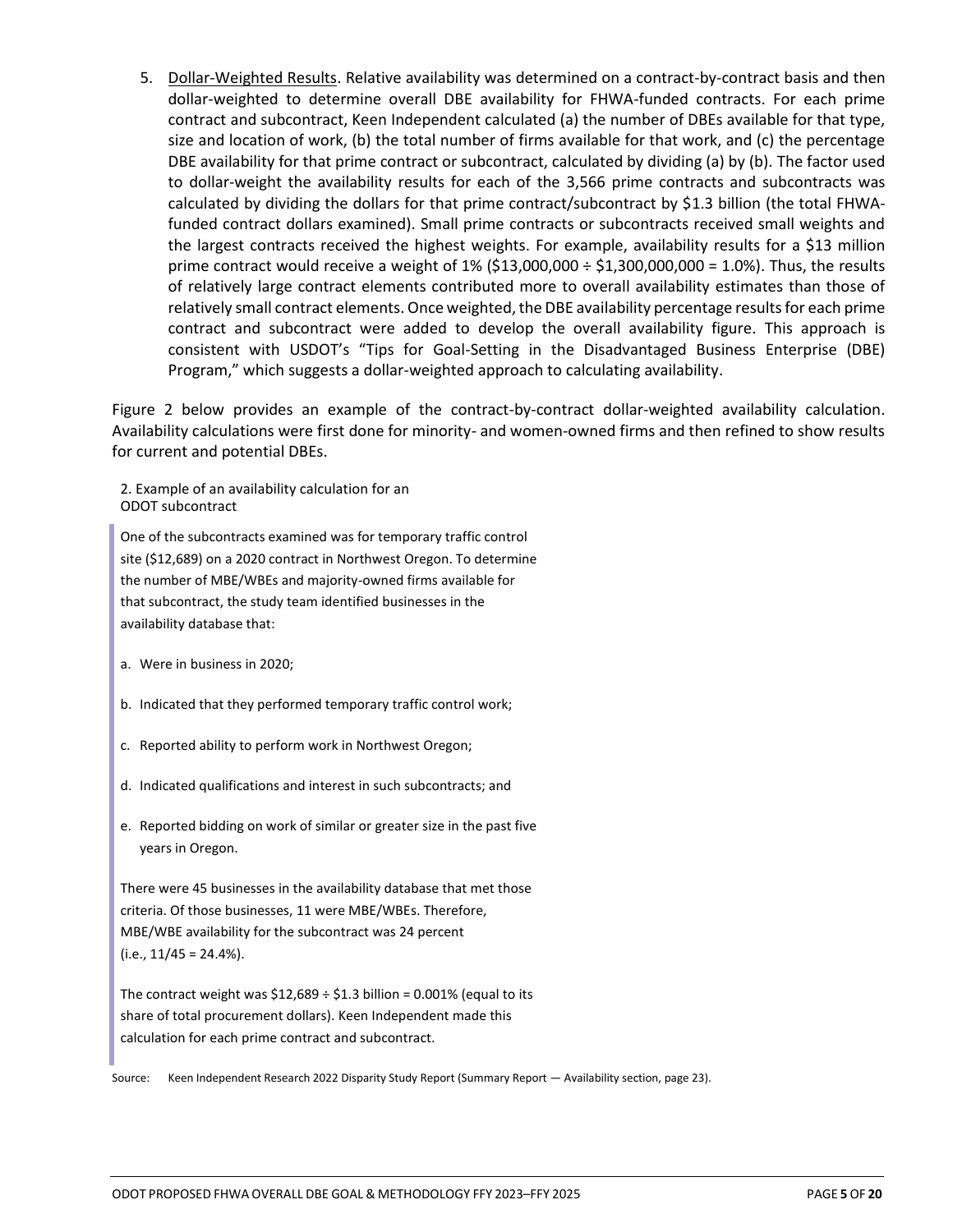5. Dollar-Weighted Results. Relative availability was determined on a contract-by-contract basis and then dollar-weighted to determine overall DBE availability for FHWA-funded contracts. For each prime contract and subcontract, Keen Independent calculated (a) the number of DBEs available for that type, size and location of work, (b) the total number of firms available for that work, and (c) the percentage DBE availability for that prime contract or subcontract, calculated by dividing (a) by (b). The factor used to dollar-weight the availability results for each of the 3,566 prime contracts and subcontracts was calculated by dividing the dollars for that prime contract/subcontract by $1.3 billion (the total FHWA-funded contract dollars examined). Small prime contracts or subcontracts received small weights and the largest contracts received the highest weights. For example, availability results for a $13 million prime contract would receive a weight of 1% ($13,000,000 ÷ $1,300,000,000 = 1.0%). Thus, the results of relatively large contract elements contributed more to overall availability estimates than those of relatively small contract elements. Once weighted, the DBE availability percentage results for each prime contract and subcontract were added to develop the overall availability figure. This approach is consistent with USDOT's "Tips for Goal-Setting in the Disadvantaged Business Enterprise (DBE) Program," which suggests a dollar-weighted approach to calculating availability.

Figure 2 below provides an example of the contract-by-contract dollar-weighted availability calculation. Availability calculations were first done for minority- and women-owned firms and then refined to show results for current and potential DBEs.

2. Example of an availability calculation for an ODOT subcontract

> One of the subcontracts examined was for temporary traffic control site ($12,689) on a 2020 contract in Northwest Oregon. To determine the number of MBE/WBEs and majority-owned firms available for that subcontract, the study team identified businesses in the availability database that:
>
> a. Were in business in 2020;
>
> b. Indicated that they performed temporary traffic control work;
>
> c. Reported ability to perform work in Northwest Oregon;
>
> d. Indicated qualifications and interest in such subcontracts; and
>
> e. Reported bidding on work of similar or greater size in the past five years in Oregon.
>
> There were 45 businesses in the availability database that met those criteria. Of those businesses, 11 were MBE/WBEs. Therefore, MBE/WBE availability for the subcontract was 24 percent (i.e., 11/45 = 24.4%).
>
> The contract weight was $12,689 ÷ $1.3 billion = 0.001% (equal to its share of total procurement dollars). Keen Independent made this calculation for each prime contract and subcontract.

Source: Keen Independent Research 2022 Disparity Study Report (Summary Report — Availability section, page 23).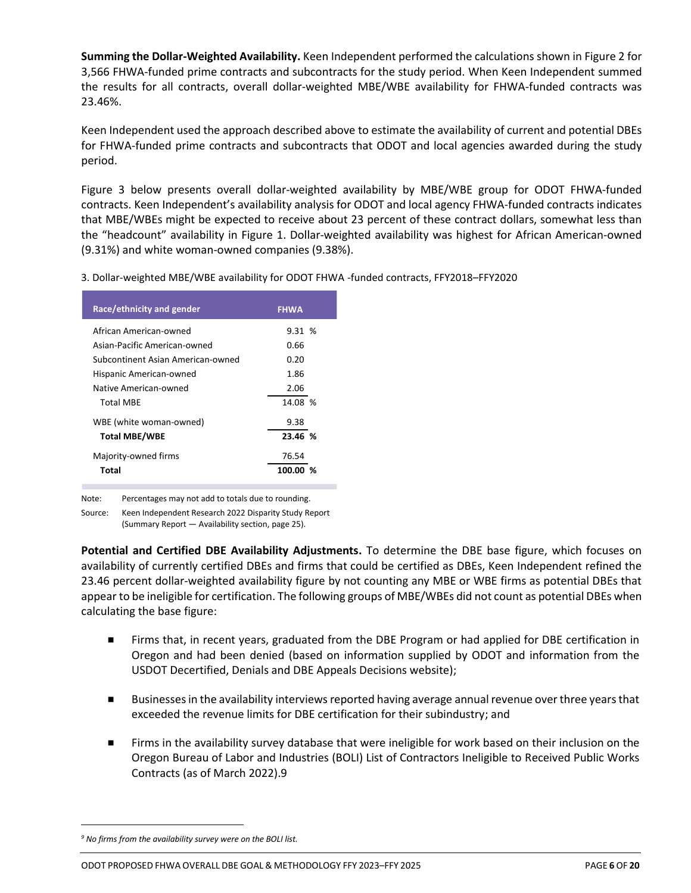**Summing the Dollar-Weighted Availability.** Keen Independent performed the calculations shown in Figure 2 for 3,566 FHWA-funded prime contracts and subcontracts for the study period. When Keen Independent summed the results for all contracts, overall dollar-weighted MBE/WBE availability for FHWA-funded contracts was 23.46%.

Keen Independent used the approach described above to estimate the availability of current and potential DBEs for FHWA-funded prime contracts and subcontracts that ODOT and local agencies awarded during the study period.

Figure 3 below presents overall dollar-weighted availability by MBE/WBE group for ODOT FHWA-funded contracts. Keen Independent's availability analysis for ODOT and local agency FHWA-funded contracts indicates that MBE/WBEs might be expected to receive about 23 percent of these contract dollars, somewhat less than the "headcount" availability in Figure 1. Dollar-weighted availability was highest for African American-owned (9.31%) and white woman-owned companies (9.38%).

3. Dollar-weighted MBE/WBE availability for ODOT FHWA -funded contracts, FFY2018–FFY2020

| Race/ethnicity and gender | FHWA |
|---|---|
| African American-owned | 9.31 % |
| Asian-Pacific American-owned | 0.66 |
| Subcontinent Asian American-owned | 0.20 |
| Hispanic American-owned | 1.86 |
| Native American-owned | 2.06 |
| Total MBE | 14.08 % |
| WBE (white woman-owned) | 9.38 |
| **Total MBE/WBE** | **23.46 %** |
| Majority-owned firms | 76.54 |
| **Total** | **100.00 %** |

Note: Percentages may not add to totals due to rounding.

Source: Keen Independent Research 2022 Disparity Study Report (Summary Report — Availability section, page 25).

**Potential and Certified DBE Availability Adjustments.** To determine the DBE base figure, which focuses on availability of currently certified DBEs and firms that could be certified as DBEs, Keen Independent refined the 23.46 percent dollar-weighted availability figure by not counting any MBE or WBE firms as potential DBEs that appear to be ineligible for certification. The following groups of MBE/WBEs did not count as potential DBEs when calculating the base figure:

- Firms that, in recent years, graduated from the DBE Program or had applied for DBE certification in Oregon and had been denied (based on information supplied by ODOT and information from the USDOT Decertified, Denials and DBE Appeals Decisions website);
- Businesses in the availability interviews reported having average annual revenue over three years that exceeded the revenue limits for DBE certification for their subindustry; and
- Firms in the availability survey database that were ineligible for work based on their inclusion on the Oregon Bureau of Labor and Industries (BOLI) List of Contractors Ineligible to Received Public Works Contracts (as of March 2022).[9]

[9] *No firms from the availability survey were on the BOLI list.*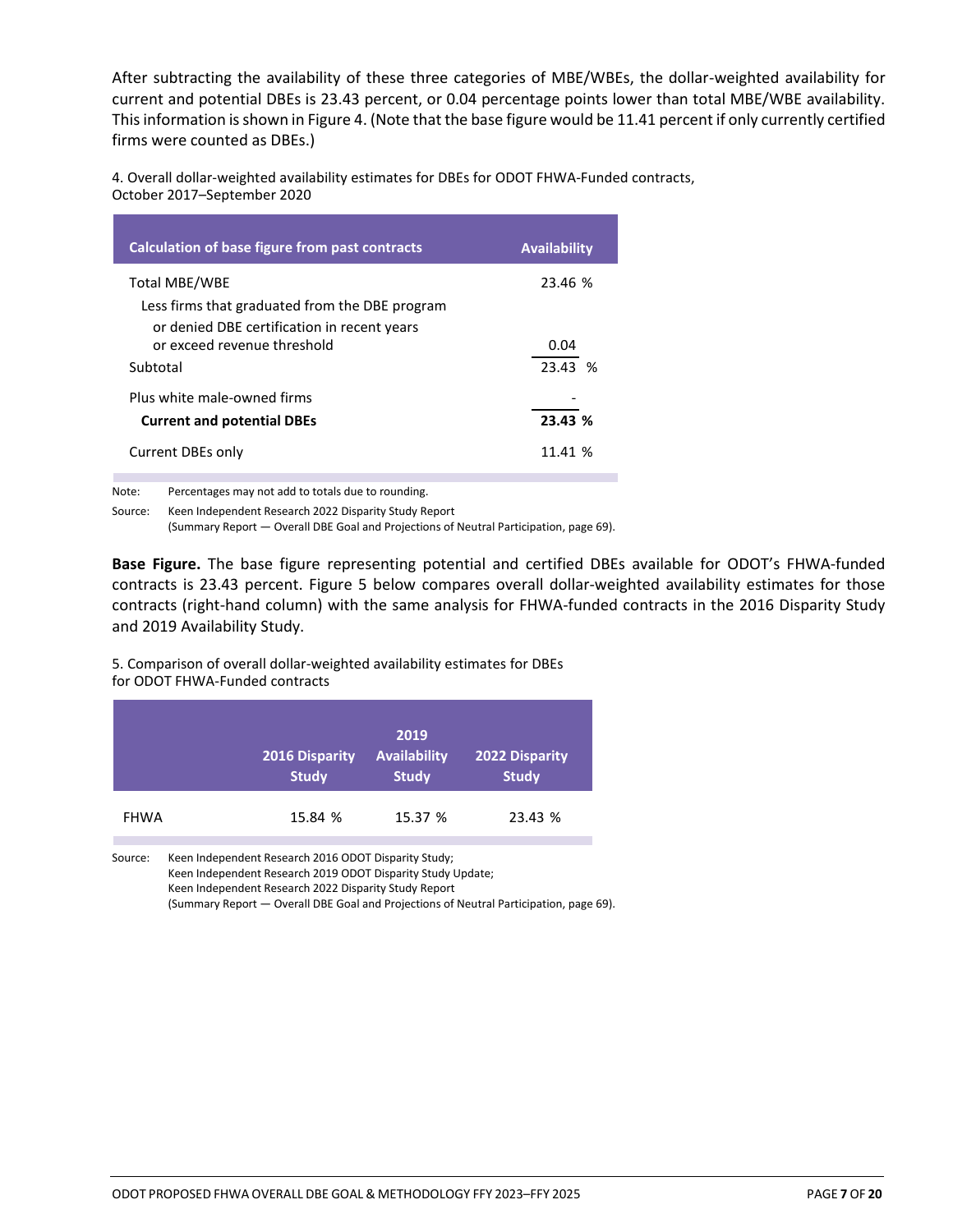After subtracting the availability of these three categories of MBE/WBEs, the dollar-weighted availability for current and potential DBEs is 23.43 percent, or 0.04 percentage points lower than total MBE/WBE availability. This information is shown in Figure 4. (Note that the base figure would be 11.41 percent if only currently certified firms were counted as DBEs.)

4. Overall dollar-weighted availability estimates for DBEs for ODOT FHWA-Funded contracts, October 2017–September 2020

| Calculation of base figure from past contracts | Availability |
|---|---|
| Total MBE/WBE | 23.46 % |
| Less firms that graduated from the DBE program or denied DBE certification in recent years or exceed revenue threshold | 0.04 |
| Subtotal | 23.43 % |
| Plus white male-owned firms | - |
| **Current and potential DBEs** | **23.43 %** |
| Current DBEs only | 11.41 % |

Note: Percentages may not add to totals due to rounding.

Source: Keen Independent Research 2022 Disparity Study Report (Summary Report — Overall DBE Goal and Projections of Neutral Participation, page 69).

**Base Figure.** The base figure representing potential and certified DBEs available for ODOT's FHWA-funded contracts is 23.43 percent. Figure 5 below compares overall dollar-weighted availability estimates for those contracts (right-hand column) with the same analysis for FHWA-funded contracts in the 2016 Disparity Study and 2019 Availability Study.

5. Comparison of overall dollar-weighted availability estimates for DBEs for ODOT FHWA-Funded contracts

| | 2016 Disparity Study | 2019 Availability Study | 2022 Disparity Study |
|---|---|---|---|
| FHWA | 15.84 % | 15.37 % | 23.43 % |

Source: Keen Independent Research 2016 ODOT Disparity Study; Keen Independent Research 2019 ODOT Disparity Study Update; Keen Independent Research 2022 Disparity Study Report (Summary Report — Overall DBE Goal and Projections of Neutral Participation, page 69).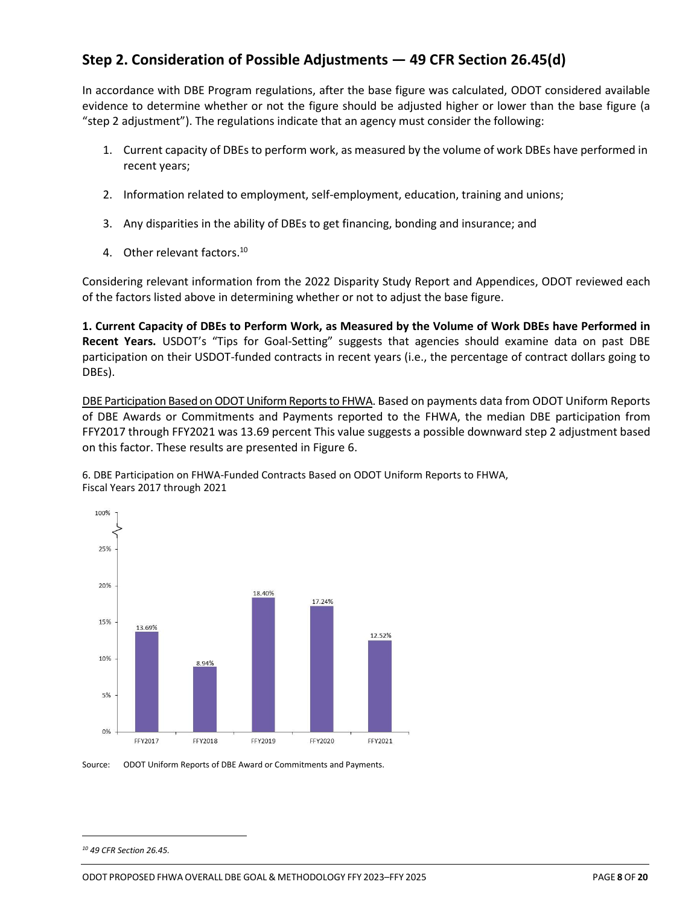## Step 2. Consideration of Possible Adjustments — 49 CFR Section 26.45(d)

In accordance with DBE Program regulations, after the base figure was calculated, ODOT considered available evidence to determine whether or not the figure should be adjusted higher or lower than the base figure (a "step 2 adjustment"). The regulations indicate that an agency must consider the following:

1. Current capacity of DBEs to perform work, as measured by the volume of work DBEs have performed in recent years;

2. Information related to employment, self-employment, education, training and unions;

3. Any disparities in the ability of DBEs to get financing, bonding and insurance; and

4. Other relevant factors.[10]

Considering relevant information from the 2022 Disparity Study Report and Appendices, ODOT reviewed each of the factors listed above in determining whether or not to adjust the base figure.

**1. Current Capacity of DBEs to Perform Work, as Measured by the Volume of Work DBEs have Performed in Recent Years.** USDOT's "Tips for Goal-Setting" suggests that agencies should examine data on past DBE participation on their USDOT-funded contracts in recent years (i.e., the percentage of contract dollars going to DBEs).

DBE Participation Based on ODOT Uniform Reports to FHWA. Based on payments data from ODOT Uniform Reports of DBE Awards or Commitments and Payments reported to the FHWA, the median DBE participation from FFY2017 through FFY2021 was 13.69 percent This value suggests a possible downward step 2 adjustment based on this factor. These results are presented in Figure 6.

6. DBE Participation on FHWA-Funded Contracts Based on ODOT Uniform Reports to FHWA, Fiscal Years 2017 through 2021

| Fiscal Year | DBE Participation |
|---|---|
| FFY2017 | 13.69% |
| FFY2018 | 8.94% |
| FFY2019 | 18.40% |
| FFY2020 | 17.24% |
| FFY2021 | 12.52% |

Source: ODOT Uniform Reports of DBE Award or Commitments and Payments.

---

[10] *49 CFR Section 26.45.*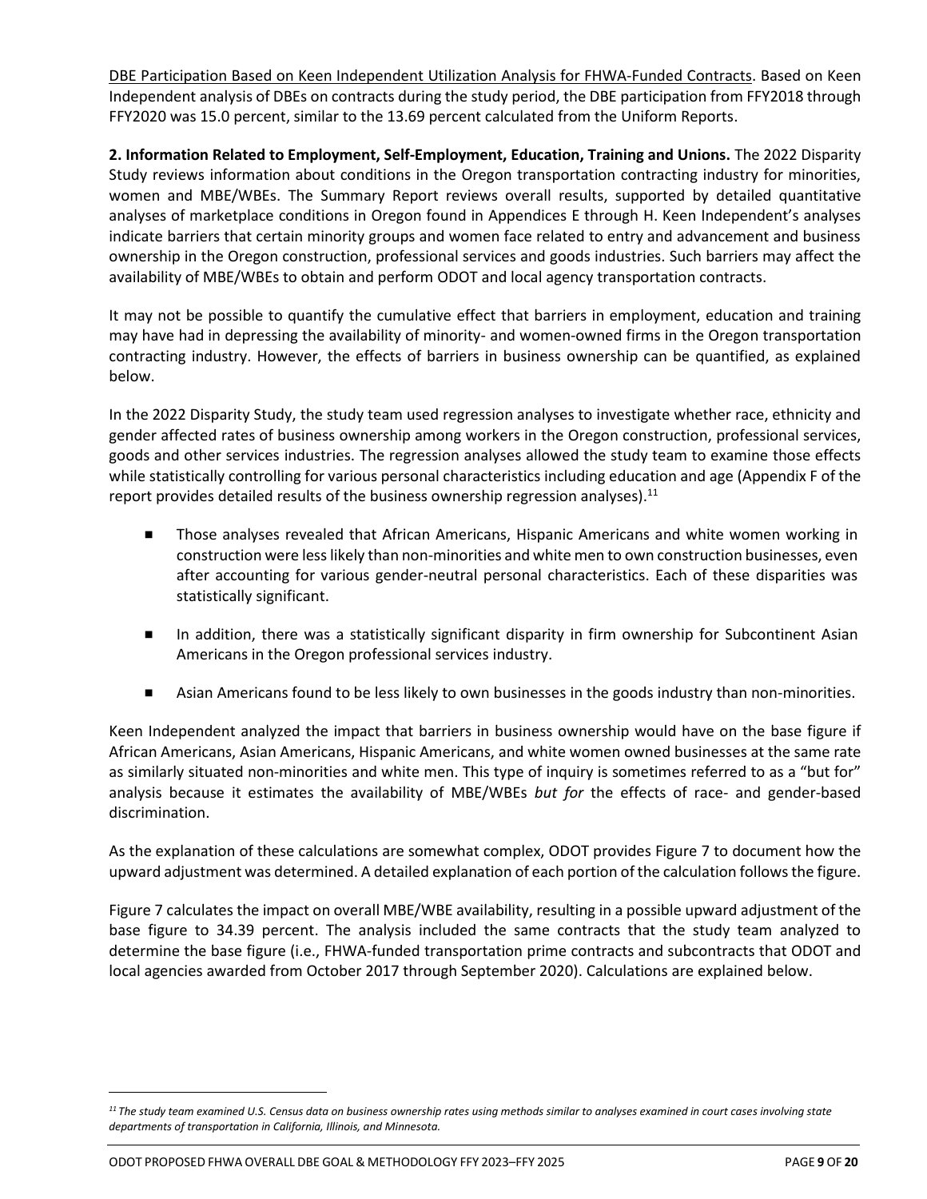DBE Participation Based on Keen Independent Utilization Analysis for FHWA-Funded Contracts. Based on Keen Independent analysis of DBEs on contracts during the study period, the DBE participation from FFY2018 through FFY2020 was 15.0 percent, similar to the 13.69 percent calculated from the Uniform Reports.

**2. Information Related to Employment, Self-Employment, Education, Training and Unions.** The 2022 Disparity Study reviews information about conditions in the Oregon transportation contracting industry for minorities, women and MBE/WBEs. The Summary Report reviews overall results, supported by detailed quantitative analyses of marketplace conditions in Oregon found in Appendices E through H. Keen Independent's analyses indicate barriers that certain minority groups and women face related to entry and advancement and business ownership in the Oregon construction, professional services and goods industries. Such barriers may affect the availability of MBE/WBEs to obtain and perform ODOT and local agency transportation contracts.

It may not be possible to quantify the cumulative effect that barriers in employment, education and training may have had in depressing the availability of minority- and women-owned firms in the Oregon transportation contracting industry. However, the effects of barriers in business ownership can be quantified, as explained below.

In the 2022 Disparity Study, the study team used regression analyses to investigate whether race, ethnicity and gender affected rates of business ownership among workers in the Oregon construction, professional services, goods and other services industries. The regression analyses allowed the study team to examine those effects while statistically controlling for various personal characteristics including education and age (Appendix F of the report provides detailed results of the business ownership regression analyses).[11]

- Those analyses revealed that African Americans, Hispanic Americans and white women working in construction were less likely than non-minorities and white men to own construction businesses, even after accounting for various gender-neutral personal characteristics. Each of these disparities was statistically significant.
- In addition, there was a statistically significant disparity in firm ownership for Subcontinent Asian Americans in the Oregon professional services industry.
- Asian Americans found to be less likely to own businesses in the goods industry than non-minorities.

Keen Independent analyzed the impact that barriers in business ownership would have on the base figure if African Americans, Asian Americans, Hispanic Americans, and white women owned businesses at the same rate as similarly situated non-minorities and white men. This type of inquiry is sometimes referred to as a "but for" analysis because it estimates the availability of MBE/WBEs *but for* the effects of race- and gender-based discrimination.

As the explanation of these calculations are somewhat complex, ODOT provides Figure 7 to document how the upward adjustment was determined. A detailed explanation of each portion of the calculation follows the figure.

Figure 7 calculates the impact on overall MBE/WBE availability, resulting in a possible upward adjustment of the base figure to 34.39 percent. The analysis included the same contracts that the study team analyzed to determine the base figure (i.e., FHWA-funded transportation prime contracts and subcontracts that ODOT and local agencies awarded from October 2017 through September 2020). Calculations are explained below.

---

[11] *The study team examined U.S. Census data on business ownership rates using methods similar to analyses examined in court cases involving state departments of transportation in California, Illinois, and Minnesota.*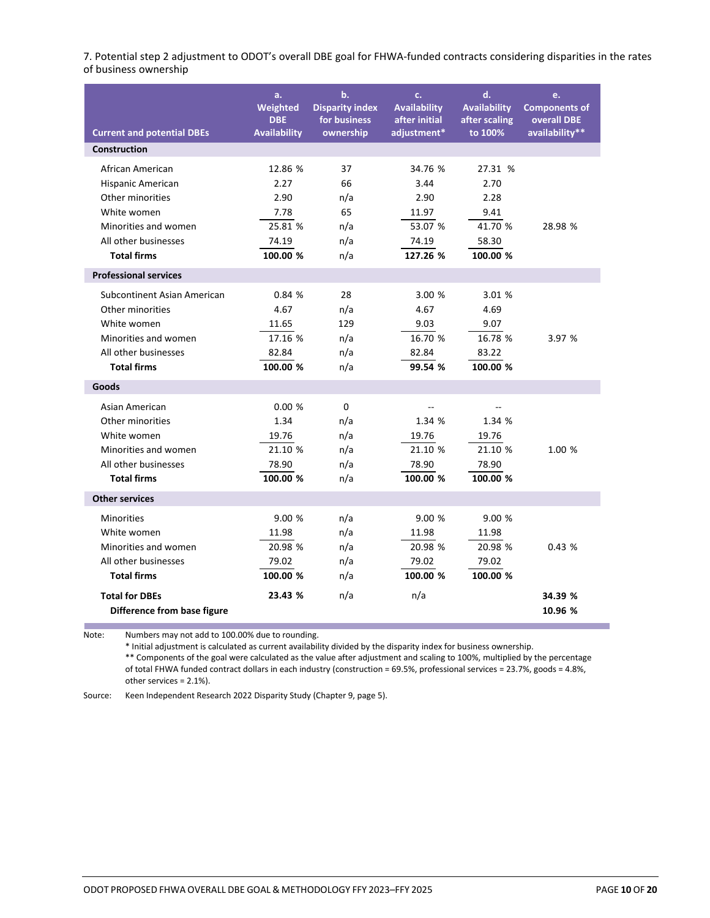7. Potential step 2 adjustment to ODOT's overall DBE goal for FHWA-funded contracts considering disparities in the rates of business ownership

| Current and potential DBEs | a. Weighted DBE Availability | b. Disparity index for business ownership | c. Availability after initial adjustment* | d. Availability after scaling to 100% | e. Components of overall DBE availability** |
|---|---|---|---|---|---|
| **Construction** | | | | | |
| African American | 12.86 % | 37 | 34.76 % | 27.31 % | |
| Hispanic American | 2.27 | 66 | 3.44 | 2.70 | |
| Other minorities | 2.90 | n/a | 2.90 | 2.28 | |
| White women | 7.78 | 65 | 11.97 | 9.41 | |
| Minorities and women | 25.81 % | n/a | 53.07 % | 41.70 % | 28.98 % |
| All other businesses | 74.19 | n/a | 74.19 | 58.30 | |
| **Total firms** | **100.00 %** | n/a | **127.26 %** | **100.00 %** | |
| **Professional services** | | | | | |
| Subcontinent Asian American | 0.84 % | 28 | 3.00 % | 3.01 % | |
| Other minorities | 4.67 | n/a | 4.67 | 4.69 | |
| White women | 11.65 | 129 | 9.03 | 9.07 | |
| Minorities and women | 17.16 % | n/a | 16.70 % | 16.78 % | 3.97 % |
| All other businesses | 82.84 | n/a | 82.84 | 83.22 | |
| **Total firms** | **100.00 %** | n/a | **99.54 %** | **100.00 %** | |
| **Goods** | | | | | |
| Asian American | 0.00 % | 0 | -- | -- | |
| Other minorities | 1.34 | n/a | 1.34 % | 1.34 % | |
| White women | 19.76 | n/a | 19.76 | 19.76 | |
| Minorities and women | 21.10 % | n/a | 21.10 % | 21.10 % | 1.00 % |
| All other businesses | 78.90 | n/a | 78.90 | 78.90 | |
| **Total firms** | **100.00 %** | n/a | **100.00 %** | **100.00 %** | |
| **Other services** | | | | | |
| Minorities | 9.00 % | n/a | 9.00 % | 9.00 % | |
| White women | 11.98 | n/a | 11.98 | 11.98 | |
| Minorities and women | 20.98 % | n/a | 20.98 % | 20.98 % | 0.43 % |
| All other businesses | 79.02 | n/a | 79.02 | 79.02 | |
| **Total firms** | **100.00 %** | n/a | **100.00 %** | **100.00 %** | |
| **Total for DBEs** | **23.43 %** | n/a | n/a | | **34.39 %** |
| **Difference from base figure** | | | | | **10.96 %** |

Note: Numbers may not add to 100.00% due to rounding.
\* Initial adjustment is calculated as current availability divided by the disparity index for business ownership.
\*\* Components of the goal were calculated as the value after adjustment and scaling to 100%, multiplied by the percentage of total FHWA funded contract dollars in each industry (construction = 69.5%, professional services = 23.7%, goods = 4.8%, other services = 2.1%).

Source: Keen Independent Research 2022 Disparity Study (Chapter 9, page 5).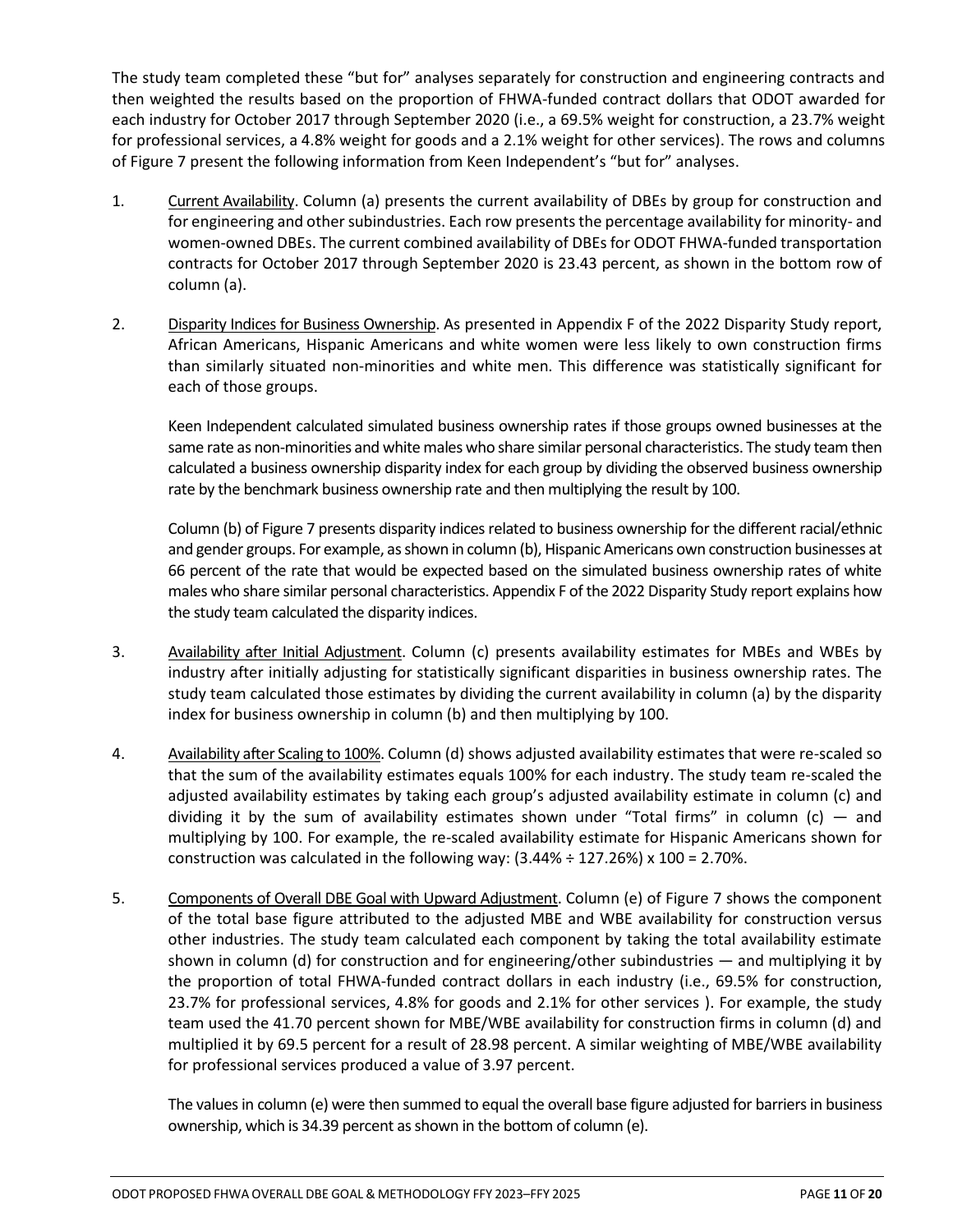The study team completed these "but for" analyses separately for construction and engineering contracts and then weighted the results based on the proportion of FHWA-funded contract dollars that ODOT awarded for each industry for October 2017 through September 2020 (i.e., a 69.5% weight for construction, a 23.7% weight for professional services, a 4.8% weight for goods and a 2.1% weight for other services). The rows and columns of Figure 7 present the following information from Keen Independent's "but for" analyses.

1. Current Availability. Column (a) presents the current availability of DBEs by group for construction and for engineering and other subindustries. Each row presents the percentage availability for minority- and women-owned DBEs. The current combined availability of DBEs for ODOT FHWA-funded transportation contracts for October 2017 through September 2020 is 23.43 percent, as shown in the bottom row of column (a).

2. Disparity Indices for Business Ownership. As presented in Appendix F of the 2022 Disparity Study report, African Americans, Hispanic Americans and white women were less likely to own construction firms than similarly situated non-minorities and white men. This difference was statistically significant for each of those groups.

   Keen Independent calculated simulated business ownership rates if those groups owned businesses at the same rate as non-minorities and white males who share similar personal characteristics. The study team then calculated a business ownership disparity index for each group by dividing the observed business ownership rate by the benchmark business ownership rate and then multiplying the result by 100.

   Column (b) of Figure 7 presents disparity indices related to business ownership for the different racial/ethnic and gender groups. For example, as shown in column (b), Hispanic Americans own construction businesses at 66 percent of the rate that would be expected based on the simulated business ownership rates of white males who share similar personal characteristics. Appendix F of the 2022 Disparity Study report explains how the study team calculated the disparity indices.

3. Availability after Initial Adjustment. Column (c) presents availability estimates for MBEs and WBEs by industry after initially adjusting for statistically significant disparities in business ownership rates. The study team calculated those estimates by dividing the current availability in column (a) by the disparity index for business ownership in column (b) and then multiplying by 100.

4. Availability after Scaling to 100%. Column (d) shows adjusted availability estimates that were re-scaled so that the sum of the availability estimates equals 100% for each industry. The study team re-scaled the adjusted availability estimates by taking each group's adjusted availability estimate in column (c) and dividing it by the sum of availability estimates shown under "Total firms" in column (c) — and multiplying by 100. For example, the re-scaled availability estimate for Hispanic Americans shown for construction was calculated in the following way: (3.44% ÷ 127.26%) x 100 = 2.70%.

5. Components of Overall DBE Goal with Upward Adjustment. Column (e) of Figure 7 shows the component of the total base figure attributed to the adjusted MBE and WBE availability for construction versus other industries. The study team calculated each component by taking the total availability estimate shown in column (d) for construction and for engineering/other subindustries — and multiplying it by the proportion of total FHWA-funded contract dollars in each industry (i.e., 69.5% for construction, 23.7% for professional services, 4.8% for goods and 2.1% for other services ). For example, the study team used the 41.70 percent shown for MBE/WBE availability for construction firms in column (d) and multiplied it by 69.5 percent for a result of 28.98 percent. A similar weighting of MBE/WBE availability for professional services produced a value of 3.97 percent.

   The values in column (e) were then summed to equal the overall base figure adjusted for barriers in business ownership, which is 34.39 percent as shown in the bottom of column (e).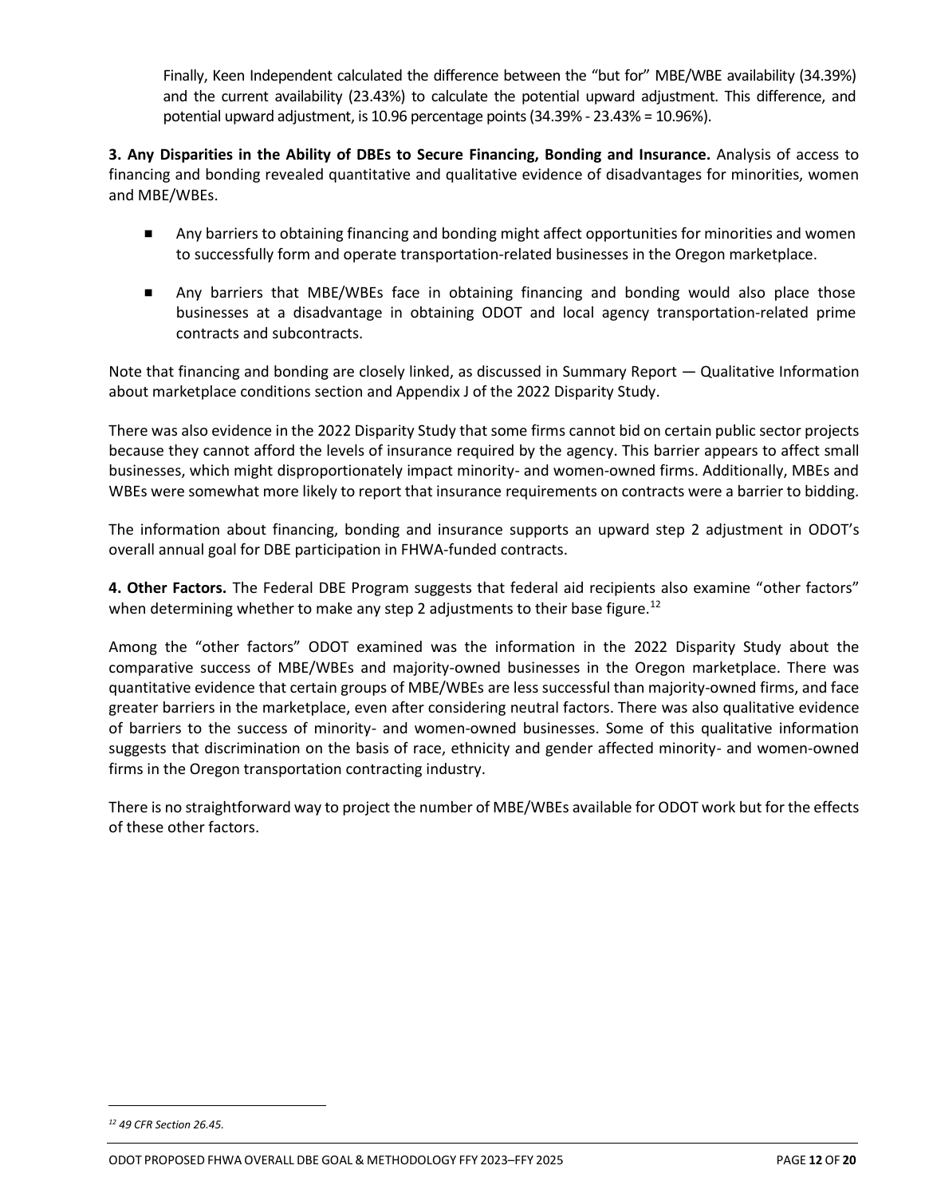Finally, Keen Independent calculated the difference between the "but for" MBE/WBE availability (34.39%) and the current availability (23.43%) to calculate the potential upward adjustment. This difference, and potential upward adjustment, is 10.96 percentage points (34.39% - 23.43% = 10.96%).

**3. Any Disparities in the Ability of DBEs to Secure Financing, Bonding and Insurance.** Analysis of access to financing and bonding revealed quantitative and qualitative evidence of disadvantages for minorities, women and MBE/WBEs.

- Any barriers to obtaining financing and bonding might affect opportunities for minorities and women to successfully form and operate transportation-related businesses in the Oregon marketplace.
- Any barriers that MBE/WBEs face in obtaining financing and bonding would also place those businesses at a disadvantage in obtaining ODOT and local agency transportation-related prime contracts and subcontracts.

Note that financing and bonding are closely linked, as discussed in Summary Report — Qualitative Information about marketplace conditions section and Appendix J of the 2022 Disparity Study.

There was also evidence in the 2022 Disparity Study that some firms cannot bid on certain public sector projects because they cannot afford the levels of insurance required by the agency. This barrier appears to affect small businesses, which might disproportionately impact minority- and women-owned firms. Additionally, MBEs and WBEs were somewhat more likely to report that insurance requirements on contracts were a barrier to bidding.

The information about financing, bonding and insurance supports an upward step 2 adjustment in ODOT's overall annual goal for DBE participation in FHWA-funded contracts.

**4. Other Factors.** The Federal DBE Program suggests that federal aid recipients also examine "other factors" when determining whether to make any step 2 adjustments to their base figure.[12]

Among the "other factors" ODOT examined was the information in the 2022 Disparity Study about the comparative success of MBE/WBEs and majority-owned businesses in the Oregon marketplace. There was quantitative evidence that certain groups of MBE/WBEs are less successful than majority-owned firms, and face greater barriers in the marketplace, even after considering neutral factors. There was also qualitative evidence of barriers to the success of minority- and women-owned businesses. Some of this qualitative information suggests that discrimination on the basis of race, ethnicity and gender affected minority- and women-owned firms in the Oregon transportation contracting industry.

There is no straightforward way to project the number of MBE/WBEs available for ODOT work but for the effects of these other factors.

---

[12] *49 CFR Section 26.45.*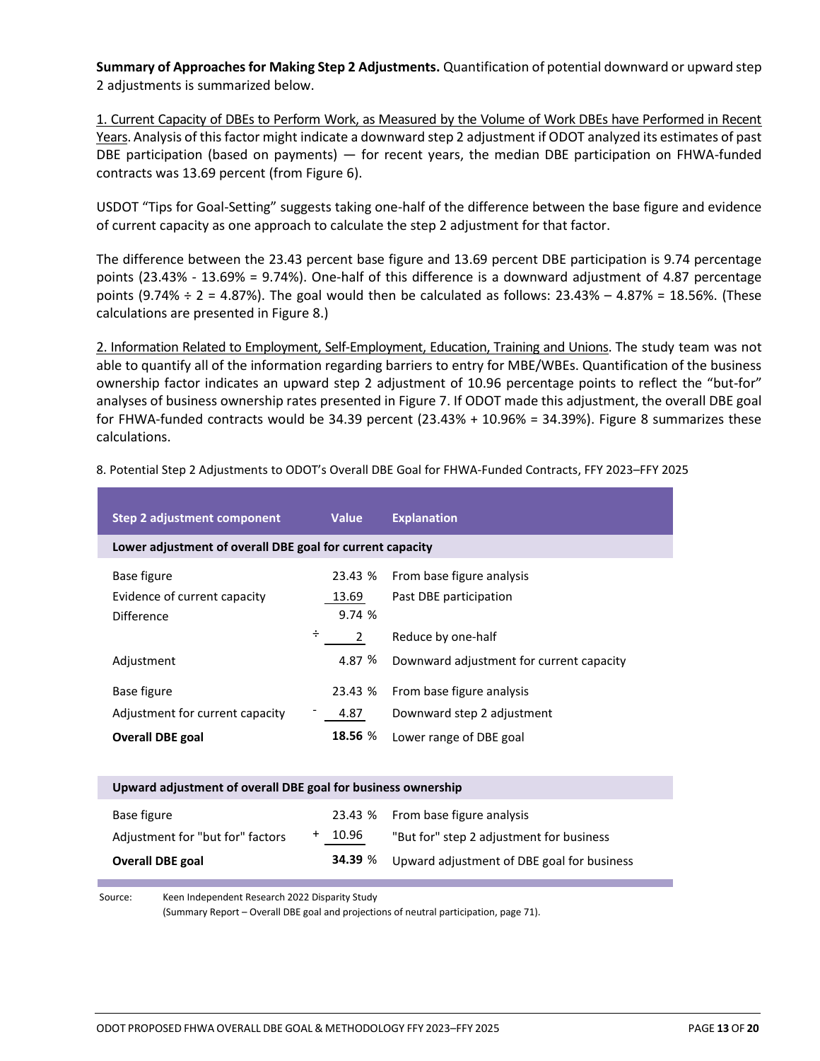**Summary of Approaches for Making Step 2 Adjustments.** Quantification of potential downward or upward step 2 adjustments is summarized below.

1. Current Capacity of DBEs to Perform Work, as Measured by the Volume of Work DBEs have Performed in Recent Years. Analysis of this factor might indicate a downward step 2 adjustment if ODOT analyzed its estimates of past DBE participation (based on payments) — for recent years, the median DBE participation on FHWA-funded contracts was 13.69 percent (from Figure 6).

USDOT "Tips for Goal-Setting" suggests taking one-half of the difference between the base figure and evidence of current capacity as one approach to calculate the step 2 adjustment for that factor.

The difference between the 23.43 percent base figure and 13.69 percent DBE participation is 9.74 percentage points (23.43% - 13.69% = 9.74%). One-half of this difference is a downward adjustment of 4.87 percentage points (9.74% ÷ 2 = 4.87%). The goal would then be calculated as follows: 23.43% – 4.87% = 18.56%. (These calculations are presented in Figure 8.)

2. Information Related to Employment, Self-Employment, Education, Training and Unions. The study team was not able to quantify all of the information regarding barriers to entry for MBE/WBEs. Quantification of the business ownership factor indicates an upward step 2 adjustment of 10.96 percentage points to reflect the "but-for" analyses of business ownership rates presented in Figure 7. If ODOT made this adjustment, the overall DBE goal for FHWA-funded contracts would be 34.39 percent (23.43% + 10.96% = 34.39%). Figure 8 summarizes these calculations.

8. Potential Step 2 Adjustments to ODOT's Overall DBE Goal for FHWA-Funded Contracts, FFY 2023–FFY 2025

| Step 2 adjustment component | Value | Explanation |
|---|---|---|
| **Lower adjustment of overall DBE goal for current capacity** | | |
| Base figure | 23.43 % | From base figure analysis |
| Evidence of current capacity | 13.69 | Past DBE participation |
| Difference | 9.74 % | |
| | ÷ 2 | Reduce by one-half |
| Adjustment | 4.87 % | Downward adjustment for current capacity |
| Base figure | 23.43 % | From base figure analysis |
| Adjustment for current capacity | - 4.87 | Downward step 2 adjustment |
| **Overall DBE goal** | **18.56** % | Lower range of DBE goal |
| **Upward adjustment of overall DBE goal for business ownership** | | |
| Base figure | 23.43 % | From base figure analysis |
| Adjustment for "but for" factors | + 10.96 | "But for" step 2 adjustment for business |
| **Overall DBE goal** | **34.39** % | Upward adjustment of DBE goal for business |

Source: Keen Independent Research 2022 Disparity Study (Summary Report – Overall DBE goal and projections of neutral participation, page 71).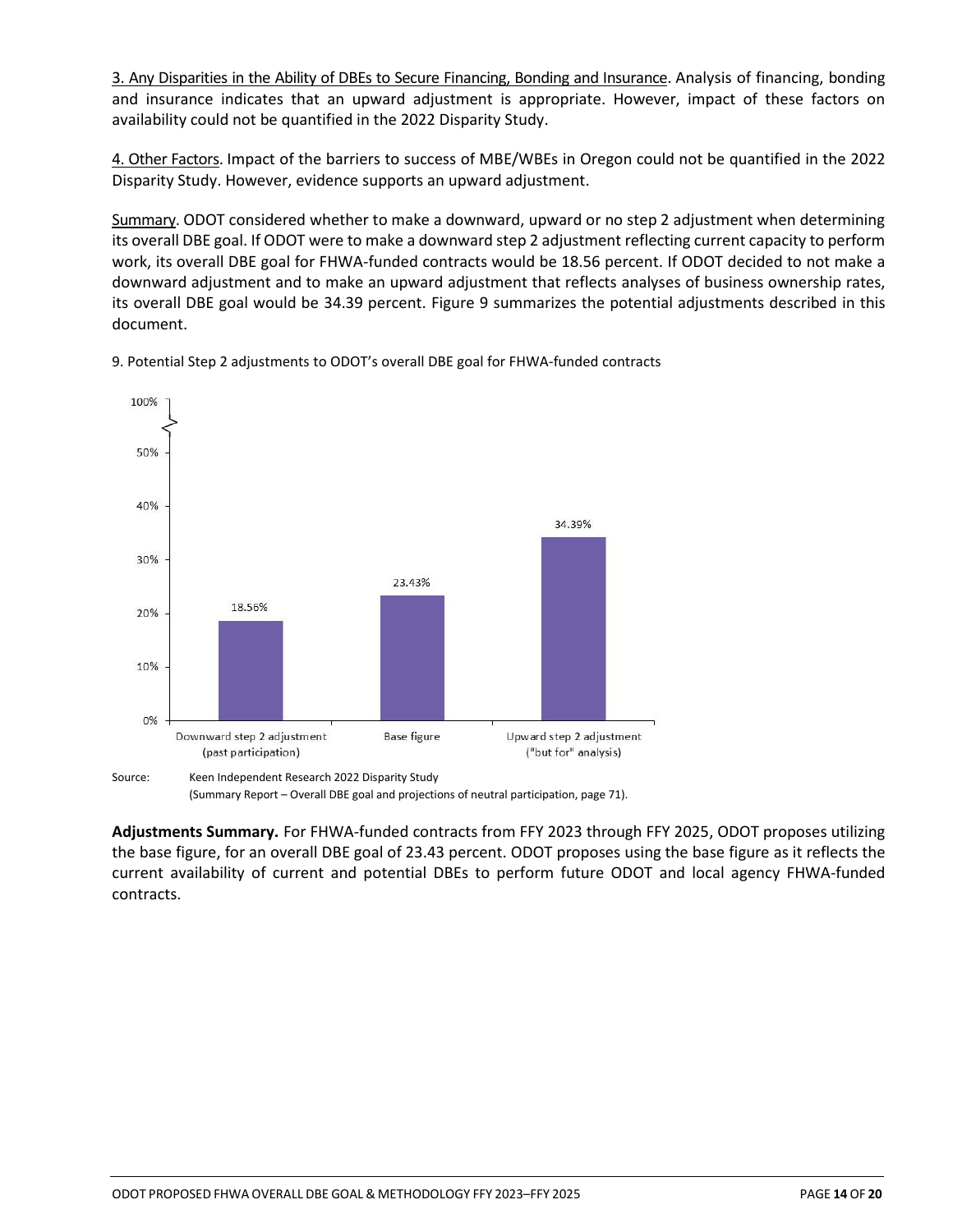<u>3. Any Disparities in the Ability of DBEs to Secure Financing, Bonding and Insurance</u>. Analysis of financing, bonding and insurance indicates that an upward adjustment is appropriate. However, impact of these factors on availability could not be quantified in the 2022 Disparity Study.

<u>4. Other Factors</u>. Impact of the barriers to success of MBE/WBEs in Oregon could not be quantified in the 2022 Disparity Study. However, evidence supports an upward adjustment.

<u>Summary</u>. ODOT considered whether to make a downward, upward or no step 2 adjustment when determining its overall DBE goal. If ODOT were to make a downward step 2 adjustment reflecting current capacity to perform work, its overall DBE goal for FHWA-funded contracts would be 18.56 percent. If ODOT decided to not make a downward adjustment and to make an upward adjustment that reflects analyses of business ownership rates, its overall DBE goal would be 34.39 percent. Figure 9 summarizes the potential adjustments described in this document.

9. Potential Step 2 adjustments to ODOT's overall DBE goal for FHWA-funded contracts

| Adjustment | Percent |
|---|---|
| Downward step 2 adjustment (past participation) | 18.56% |
| Base figure | 23.43% |
| Upward step 2 adjustment ("but for" analysis) | 34.39% |

Source: Keen Independent Research 2022 Disparity Study (Summary Report – Overall DBE goal and projections of neutral participation, page 71).

**Adjustments Summary.** For FHWA-funded contracts from FFY 2023 through FFY 2025, ODOT proposes utilizing the base figure, for an overall DBE goal of 23.43 percent. ODOT proposes using the base figure as it reflects the current availability of current and potential DBEs to perform future ODOT and local agency FHWA-funded contracts.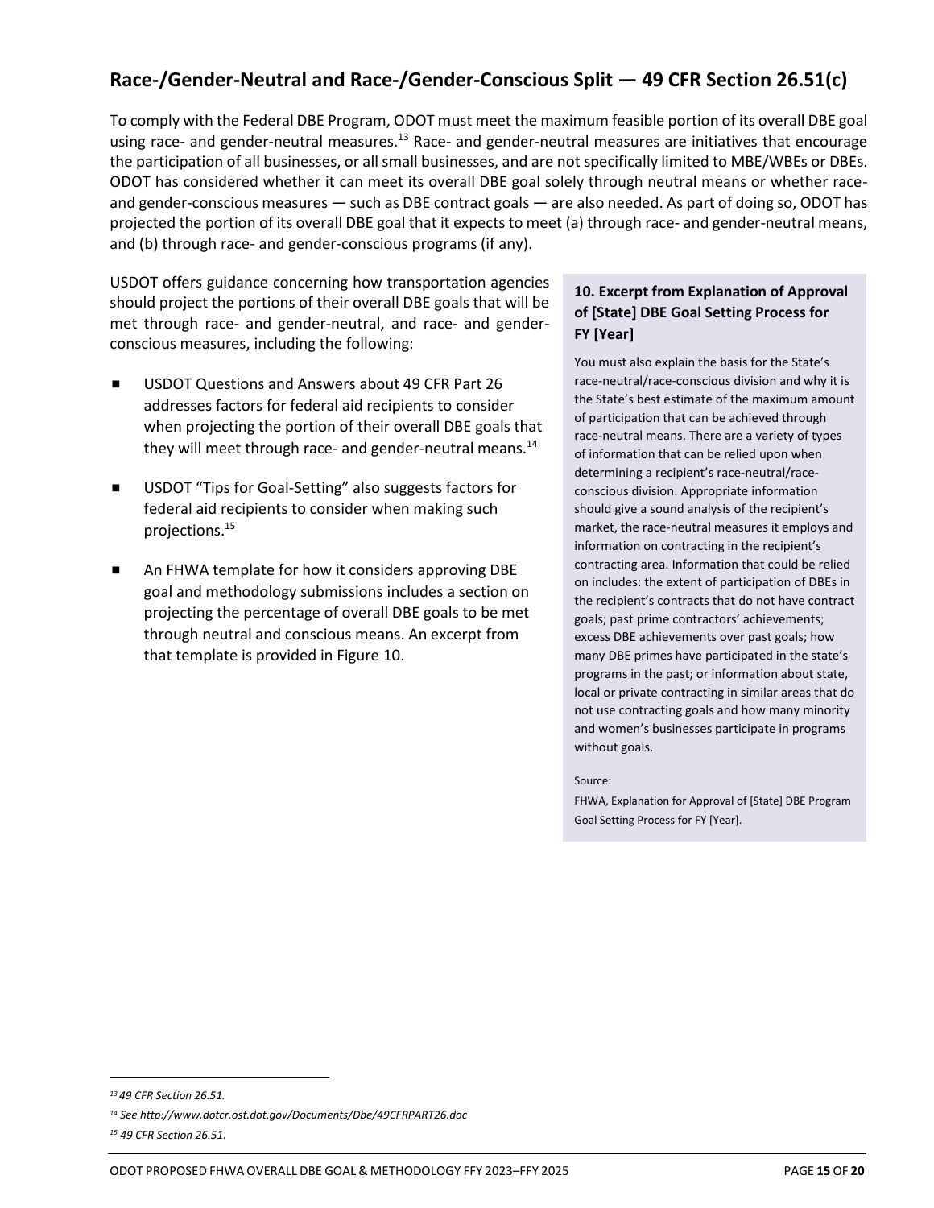## Race-/Gender-Neutral and Race-/Gender-Conscious Split — 49 CFR Section 26.51(c)

To comply with the Federal DBE Program, ODOT must meet the maximum feasible portion of its overall DBE goal using race- and gender-neutral measures.[13] Race- and gender-neutral measures are initiatives that encourage the participation of all businesses, or all small businesses, and are not specifically limited to MBE/WBEs or DBEs. ODOT has considered whether it can meet its overall DBE goal solely through neutral means or whether race- and gender-conscious measures — such as DBE contract goals — are also needed. As part of doing so, ODOT has projected the portion of its overall DBE goal that it expects to meet (a) through race- and gender-neutral means, and (b) through race- and gender-conscious programs (if any).

USDOT offers guidance concerning how transportation agencies should project the portions of their overall DBE goals that will be met through race- and gender-neutral, and race- and gender-conscious measures, including the following:

- USDOT Questions and Answers about 49 CFR Part 26 addresses factors for federal aid recipients to consider when projecting the portion of their overall DBE goals that they will meet through race- and gender-neutral means.[14]
- USDOT "Tips for Goal-Setting" also suggests factors for federal aid recipients to consider when making such projections.[15]
- An FHWA template for how it considers approving DBE goal and methodology submissions includes a section on projecting the percentage of overall DBE goals to be met through neutral and conscious means. An excerpt from that template is provided in Figure 10.

**10. Excerpt from Explanation of Approval of [State] DBE Goal Setting Process for FY [Year]**

You must also explain the basis for the State's race-neutral/race-conscious division and why it is the State's best estimate of the maximum amount of participation that can be achieved through race-neutral means. There are a variety of types of information that can be relied upon when determining a recipient's race-neutral/race-conscious division. Appropriate information should give a sound analysis of the recipient's market, the race-neutral measures it employs and information on contracting in the recipient's contracting area. Information that could be relied on includes: the extent of participation of DBEs in the recipient's contracts that do not have contract goals; past prime contractors' achievements; excess DBE achievements over past goals; how many DBE primes have participated in the state's programs in the past; or information about state, local or private contracting in similar areas that do not use contracting goals and how many minority and women's businesses participate in programs without goals.

Source:
FHWA, Explanation for Approval of [State] DBE Program Goal Setting Process for FY [Year].

---

[13] *49 CFR Section 26.51.*

[14] *See http://www.dotcr.ost.dot.gov/Documents/Dbe/49CFRPART26.doc*

[15] *49 CFR Section 26.51.*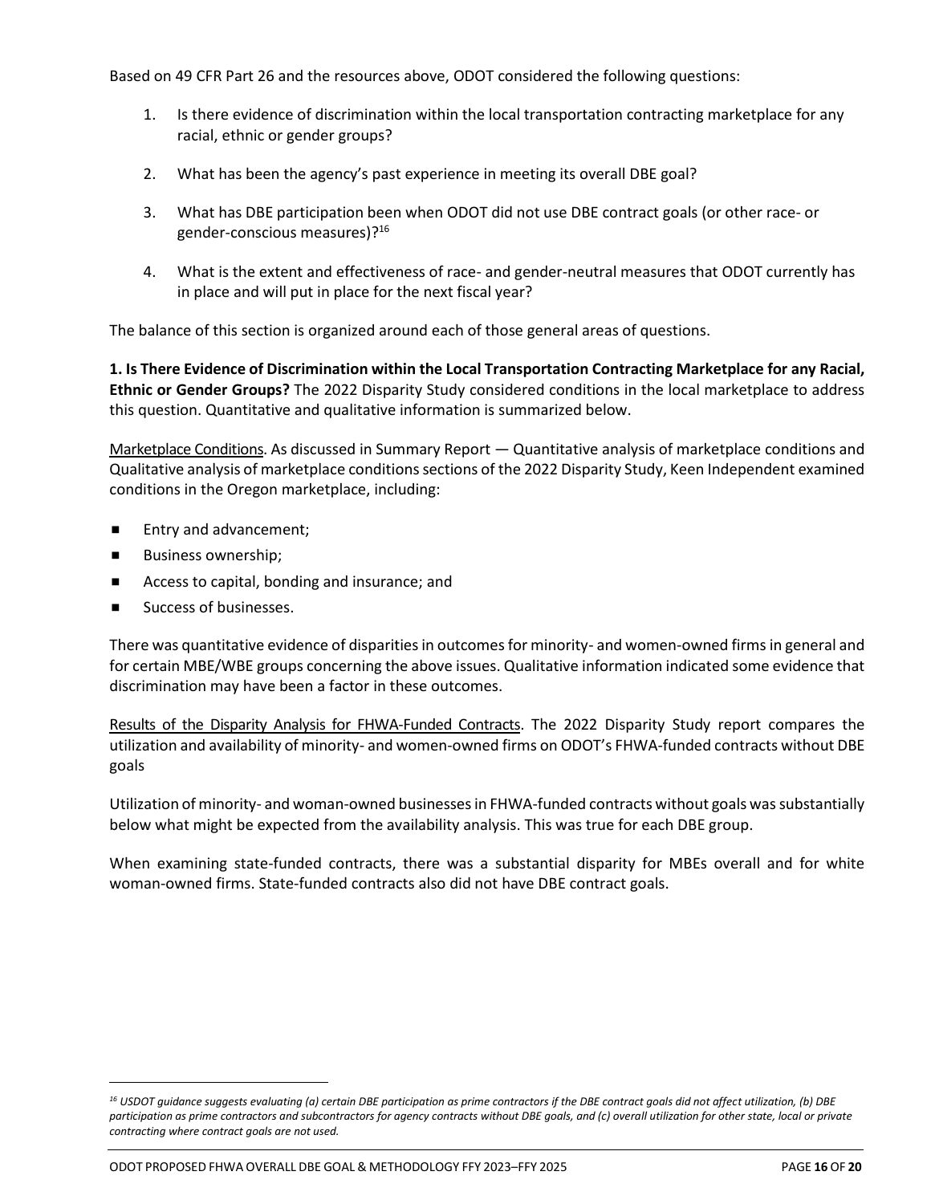Based on 49 CFR Part 26 and the resources above, ODOT considered the following questions:

1. Is there evidence of discrimination within the local transportation contracting marketplace for any racial, ethnic or gender groups?
2. What has been the agency's past experience in meeting its overall DBE goal?
3. What has DBE participation been when ODOT did not use DBE contract goals (or other race- or gender-conscious measures)?[16]
4. What is the extent and effectiveness of race- and gender-neutral measures that ODOT currently has in place and will put in place for the next fiscal year?

The balance of this section is organized around each of those general areas of questions.

**1. Is There Evidence of Discrimination within the Local Transportation Contracting Marketplace for any Racial, Ethnic or Gender Groups?** The 2022 Disparity Study considered conditions in the local marketplace to address this question. Quantitative and qualitative information is summarized below.

Marketplace Conditions. As discussed in Summary Report — Quantitative analysis of marketplace conditions and Qualitative analysis of marketplace conditions sections of the 2022 Disparity Study, Keen Independent examined conditions in the Oregon marketplace, including:

- Entry and advancement;
- Business ownership;
- Access to capital, bonding and insurance; and
- Success of businesses.

There was quantitative evidence of disparities in outcomes for minority- and women-owned firms in general and for certain MBE/WBE groups concerning the above issues. Qualitative information indicated some evidence that discrimination may have been a factor in these outcomes.

Results of the Disparity Analysis for FHWA-Funded Contracts. The 2022 Disparity Study report compares the utilization and availability of minority- and women-owned firms on ODOT's FHWA-funded contracts without DBE goals

Utilization of minority- and woman-owned businesses in FHWA-funded contracts without goals was substantially below what might be expected from the availability analysis. This was true for each DBE group.

When examining state-funded contracts, there was a substantial disparity for MBEs overall and for white woman-owned firms. State-funded contracts also did not have DBE contract goals.

---

*[16] USDOT guidance suggests evaluating (a) certain DBE participation as prime contractors if the DBE contract goals did not affect utilization, (b) DBE participation as prime contractors and subcontractors for agency contracts without DBE goals, and (c) overall utilization for other state, local or private contracting where contract goals are not used.*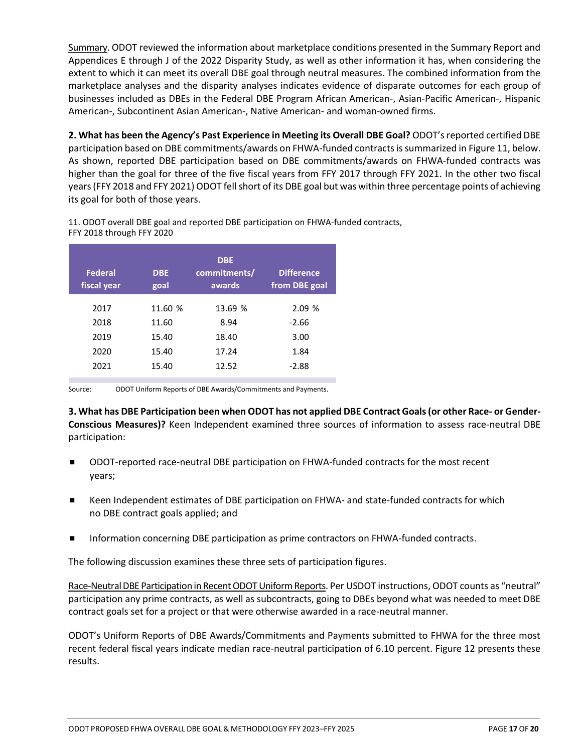Summary. ODOT reviewed the information about marketplace conditions presented in the Summary Report and Appendices E through J of the 2022 Disparity Study, as well as other information it has, when considering the extent to which it can meet its overall DBE goal through neutral measures. The combined information from the marketplace analyses and the disparity analyses indicates evidence of disparate outcomes for each group of businesses included as DBEs in the Federal DBE Program African American-, Asian-Pacific American-, Hispanic American-, Subcontinent Asian American-, Native American- and woman-owned firms.

**2. What has been the Agency's Past Experience in Meeting its Overall DBE Goal?** ODOT's reported certified DBE participation based on DBE commitments/awards on FHWA-funded contracts is summarized in Figure 11, below. As shown, reported DBE participation based on DBE commitments/awards on FHWA-funded contracts was higher than the goal for three of the five fiscal years from FFY 2017 through FFY 2021. In the other two fiscal years (FFY 2018 and FFY 2021) ODOT fell short of its DBE goal but was within three percentage points of achieving its goal for both of those years.

11. ODOT overall DBE goal and reported DBE participation on FHWA-funded contracts, FFY 2018 through FFY 2020

| Federal fiscal year | DBE goal | DBE commitments/ awards | Difference from DBE goal |
|---|---|---|---|
| 2017 | 11.60 % | 13.69 % | 2.09 % |
| 2018 | 11.60 | 8.94 | -2.66 |
| 2019 | 15.40 | 18.40 | 3.00 |
| 2020 | 15.40 | 17.24 | 1.84 |
| 2021 | 15.40 | 12.52 | -2.88 |

Source: ODOT Uniform Reports of DBE Awards/Commitments and Payments.

**3. What has DBE Participation been when ODOT has not applied DBE Contract Goals (or other Race- or Gender-Conscious Measures)?** Keen Independent examined three sources of information to assess race-neutral DBE participation:

- ODOT-reported race-neutral DBE participation on FHWA-funded contracts for the most recent years;
- Keen Independent estimates of DBE participation on FHWA- and state-funded contracts for which no DBE contract goals applied; and
- Information concerning DBE participation as prime contractors on FHWA-funded contracts.

The following discussion examines these three sets of participation figures.

Race-Neutral DBE Participation in Recent ODOT Uniform Reports. Per USDOT instructions, ODOT counts as "neutral" participation any prime contracts, as well as subcontracts, going to DBEs beyond what was needed to meet DBE contract goals set for a project or that were otherwise awarded in a race-neutral manner.

ODOT's Uniform Reports of DBE Awards/Commitments and Payments submitted to FHWA for the three most recent federal fiscal years indicate median race-neutral participation of 6.10 percent. Figure 12 presents these results.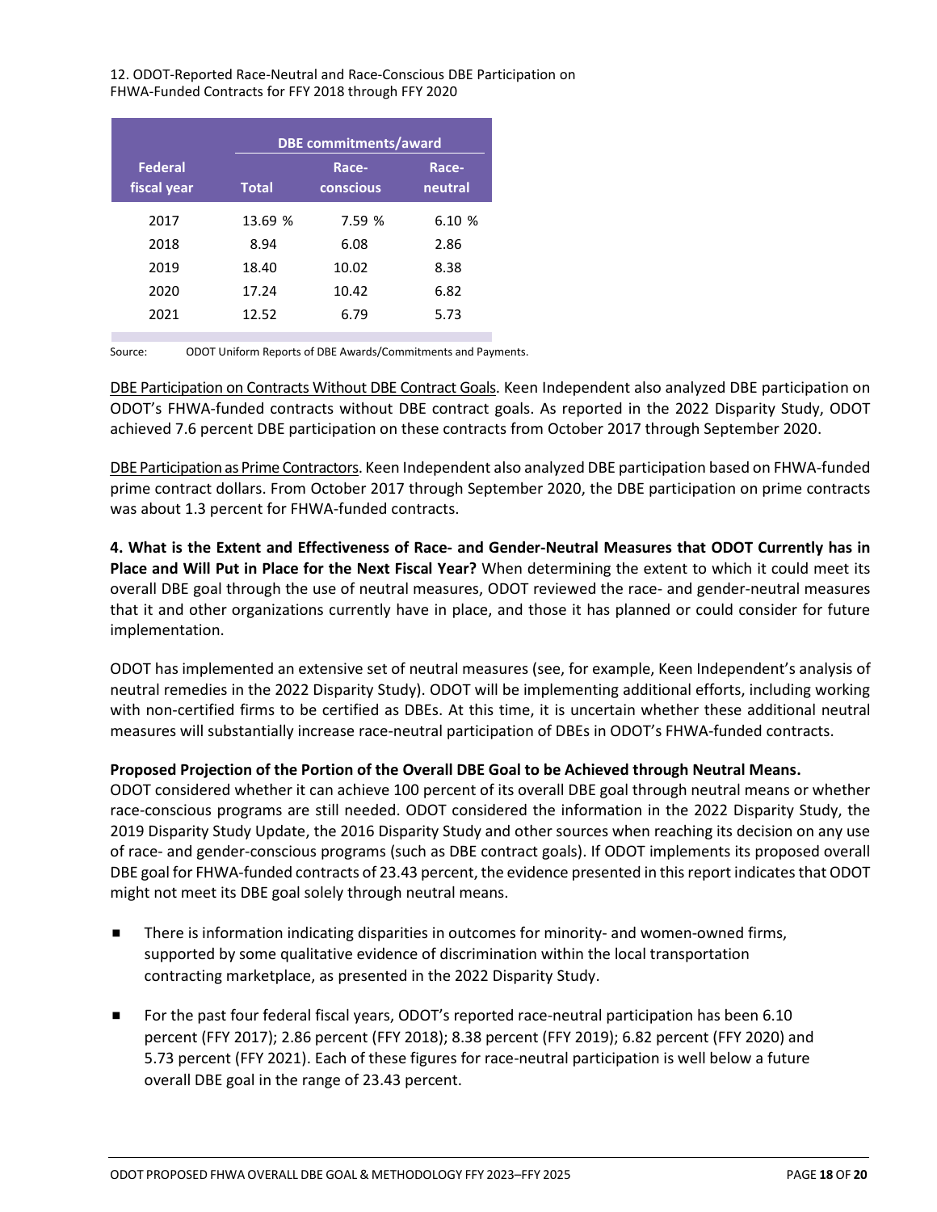12. ODOT-Reported Race-Neutral and Race-Conscious DBE Participation on FHWA-Funded Contracts for FFY 2018 through FFY 2020

| Federal fiscal year | DBE commitments/award Total | Race-conscious | Race-neutral |
|---|---|---|---|
| 2017 | 13.69 % | 7.59 % | 6.10 % |
| 2018 | 8.94 | 6.08 | 2.86 |
| 2019 | 18.40 | 10.02 | 8.38 |
| 2020 | 17.24 | 10.42 | 6.82 |
| 2021 | 12.52 | 6.79 | 5.73 |

Source: ODOT Uniform Reports of DBE Awards/Commitments and Payments.

DBE Participation on Contracts Without DBE Contract Goals. Keen Independent also analyzed DBE participation on ODOT's FHWA-funded contracts without DBE contract goals. As reported in the 2022 Disparity Study, ODOT achieved 7.6 percent DBE participation on these contracts from October 2017 through September 2020.

DBE Participation as Prime Contractors. Keen Independent also analyzed DBE participation based on FHWA-funded prime contract dollars. From October 2017 through September 2020, the DBE participation on prime contracts was about 1.3 percent for FHWA-funded contracts.

**4. What is the Extent and Effectiveness of Race- and Gender-Neutral Measures that ODOT Currently has in Place and Will Put in Place for the Next Fiscal Year?** When determining the extent to which it could meet its overall DBE goal through the use of neutral measures, ODOT reviewed the race- and gender-neutral measures that it and other organizations currently have in place, and those it has planned or could consider for future implementation.

ODOT has implemented an extensive set of neutral measures (see, for example, Keen Independent's analysis of neutral remedies in the 2022 Disparity Study). ODOT will be implementing additional efforts, including working with non-certified firms to be certified as DBEs. At this time, it is uncertain whether these additional neutral measures will substantially increase race-neutral participation of DBEs in ODOT's FHWA-funded contracts.

**Proposed Projection of the Portion of the Overall DBE Goal to be Achieved through Neutral Means.**
ODOT considered whether it can achieve 100 percent of its overall DBE goal through neutral means or whether race-conscious programs are still needed. ODOT considered the information in the 2022 Disparity Study, the 2019 Disparity Study Update, the 2016 Disparity Study and other sources when reaching its decision on any use of race- and gender-conscious programs (such as DBE contract goals). If ODOT implements its proposed overall DBE goal for FHWA-funded contracts of 23.43 percent, the evidence presented in this report indicates that ODOT might not meet its DBE goal solely through neutral means.

- There is information indicating disparities in outcomes for minority- and women-owned firms, supported by some qualitative evidence of discrimination within the local transportation contracting marketplace, as presented in the 2022 Disparity Study.
- For the past four federal fiscal years, ODOT's reported race-neutral participation has been 6.10 percent (FFY 2017); 2.86 percent (FFY 2018); 8.38 percent (FFY 2019); 6.82 percent (FFY 2020) and 5.73 percent (FFY 2021). Each of these figures for race-neutral participation is well below a future overall DBE goal in the range of 23.43 percent.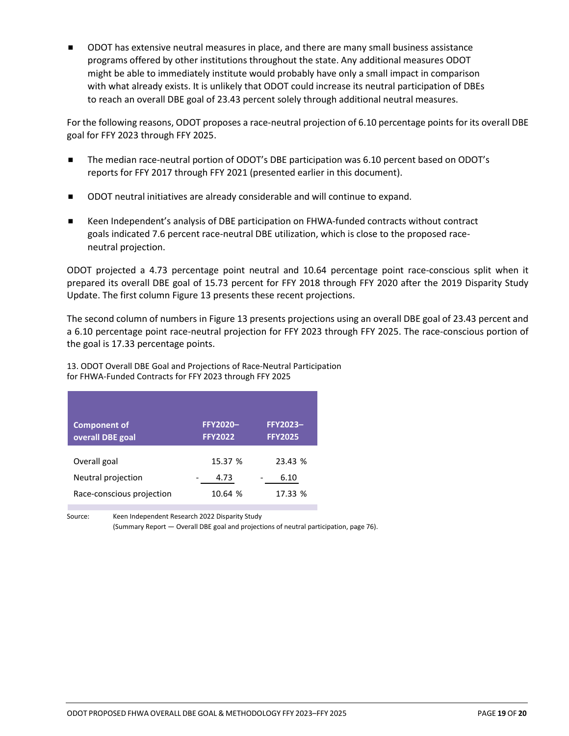- ODOT has extensive neutral measures in place, and there are many small business assistance programs offered by other institutions throughout the state. Any additional measures ODOT might be able to immediately institute would probably have only a small impact in comparison with what already exists. It is unlikely that ODOT could increase its neutral participation of DBEs to reach an overall DBE goal of 23.43 percent solely through additional neutral measures.

For the following reasons, ODOT proposes a race-neutral projection of 6.10 percentage points for its overall DBE goal for FFY 2023 through FFY 2025.

- The median race-neutral portion of ODOT's DBE participation was 6.10 percent based on ODOT's reports for FFY 2017 through FFY 2021 (presented earlier in this document).
- ODOT neutral initiatives are already considerable and will continue to expand.
- Keen Independent's analysis of DBE participation on FHWA-funded contracts without contract goals indicated 7.6 percent race-neutral DBE utilization, which is close to the proposed race-neutral projection.

ODOT projected a 4.73 percentage point neutral and 10.64 percentage point race-conscious split when it prepared its overall DBE goal of 15.73 percent for FFY 2018 through FFY 2020 after the 2019 Disparity Study Update. The first column Figure 13 presents these recent projections.

The second column of numbers in Figure 13 presents projections using an overall DBE goal of 23.43 percent and a 6.10 percentage point race-neutral projection for FFY 2023 through FFY 2025. The race-conscious portion of the goal is 17.33 percentage points.

13. ODOT Overall DBE Goal and Projections of Race-Neutral Participation for FHWA-Funded Contracts for FFY 2023 through FFY 2025

| Component of overall DBE goal | FFY2020–FFY2022 | FFY2023–FFY2025 |
|---|---|---|
| Overall goal | 15.37 % | 23.43 % |
| Neutral projection | - 4.73 | - 6.10 |
| Race-conscious projection | 10.64 % | 17.33 % |

Source: Keen Independent Research 2022 Disparity Study (Summary Report — Overall DBE goal and projections of neutral participation, page 76).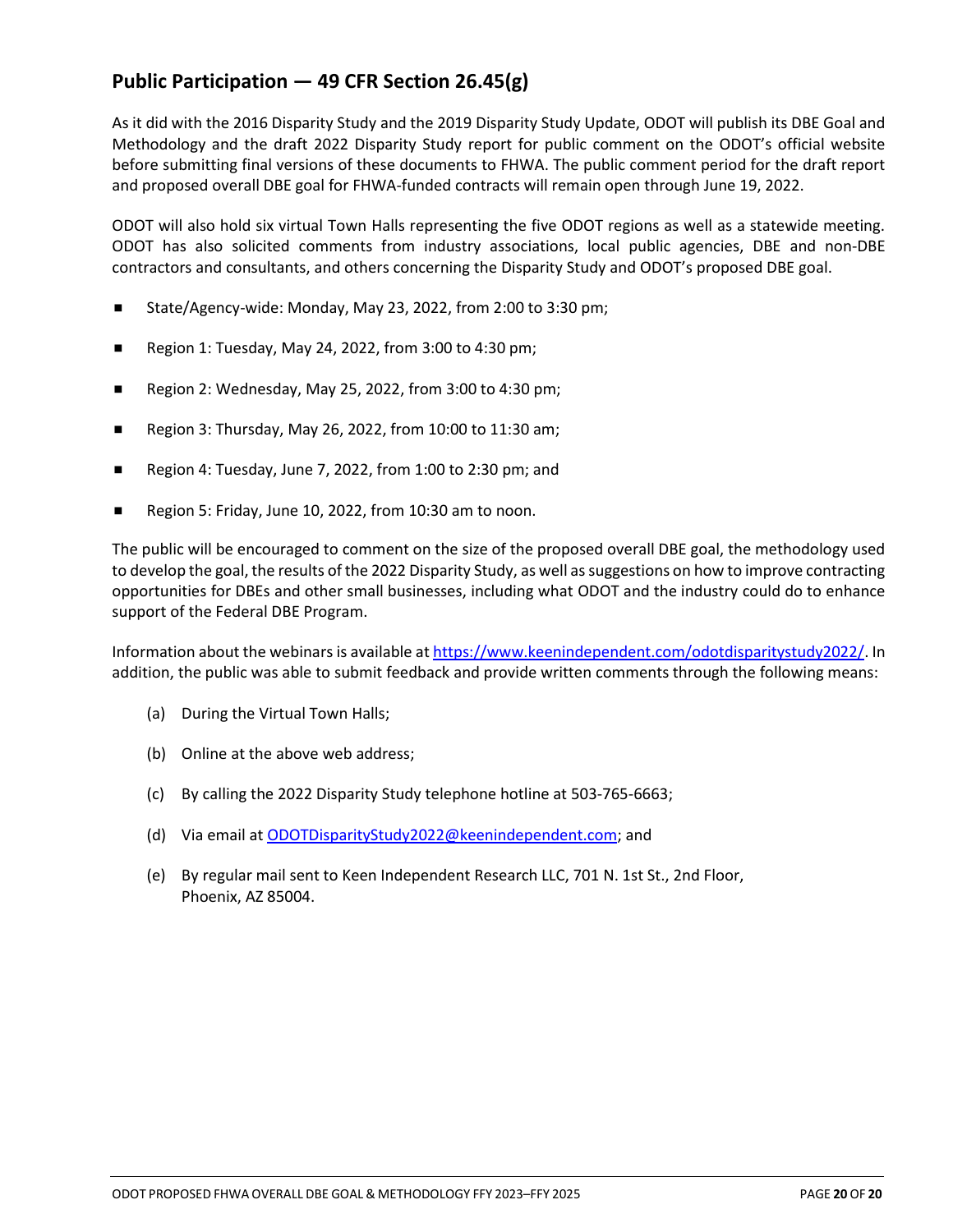## Public Participation — 49 CFR Section 26.45(g)

As it did with the 2016 Disparity Study and the 2019 Disparity Study Update, ODOT will publish its DBE Goal and Methodology and the draft 2022 Disparity Study report for public comment on the ODOT's official website before submitting final versions of these documents to FHWA. The public comment period for the draft report and proposed overall DBE goal for FHWA-funded contracts will remain open through June 19, 2022.

ODOT will also hold six virtual Town Halls representing the five ODOT regions as well as a statewide meeting. ODOT has also solicited comments from industry associations, local public agencies, DBE and non-DBE contractors and consultants, and others concerning the Disparity Study and ODOT's proposed DBE goal.

- State/Agency-wide: Monday, May 23, 2022, from 2:00 to 3:30 pm;
- Region 1: Tuesday, May 24, 2022, from 3:00 to 4:30 pm;
- Region 2: Wednesday, May 25, 2022, from 3:00 to 4:30 pm;
- Region 3: Thursday, May 26, 2022, from 10:00 to 11:30 am;
- Region 4: Tuesday, June 7, 2022, from 1:00 to 2:30 pm; and
- Region 5: Friday, June 10, 2022, from 10:30 am to noon.

The public will be encouraged to comment on the size of the proposed overall DBE goal, the methodology used to develop the goal, the results of the 2022 Disparity Study, as well as suggestions on how to improve contracting opportunities for DBEs and other small businesses, including what ODOT and the industry could do to enhance support of the Federal DBE Program.

Information about the webinars is available at [https://www.keenindependent.com/odotdisparitystudy2022/](https://www.keenindependent.com/odotdisparitystudy2022/). In addition, the public was able to submit feedback and provide written comments through the following means:

(a) During the Virtual Town Halls;

(b) Online at the above web address;

(c) By calling the 2022 Disparity Study telephone hotline at 503-765-6663;

(d) Via email at [ODOTDisparityStudy2022@keenindependent.com](mailto:ODOTDisparityStudy2022@keenindependent.com); and

(e) By regular mail sent to Keen Independent Research LLC, 701 N. 1st St., 2nd Floor, Phoenix, AZ 85004.